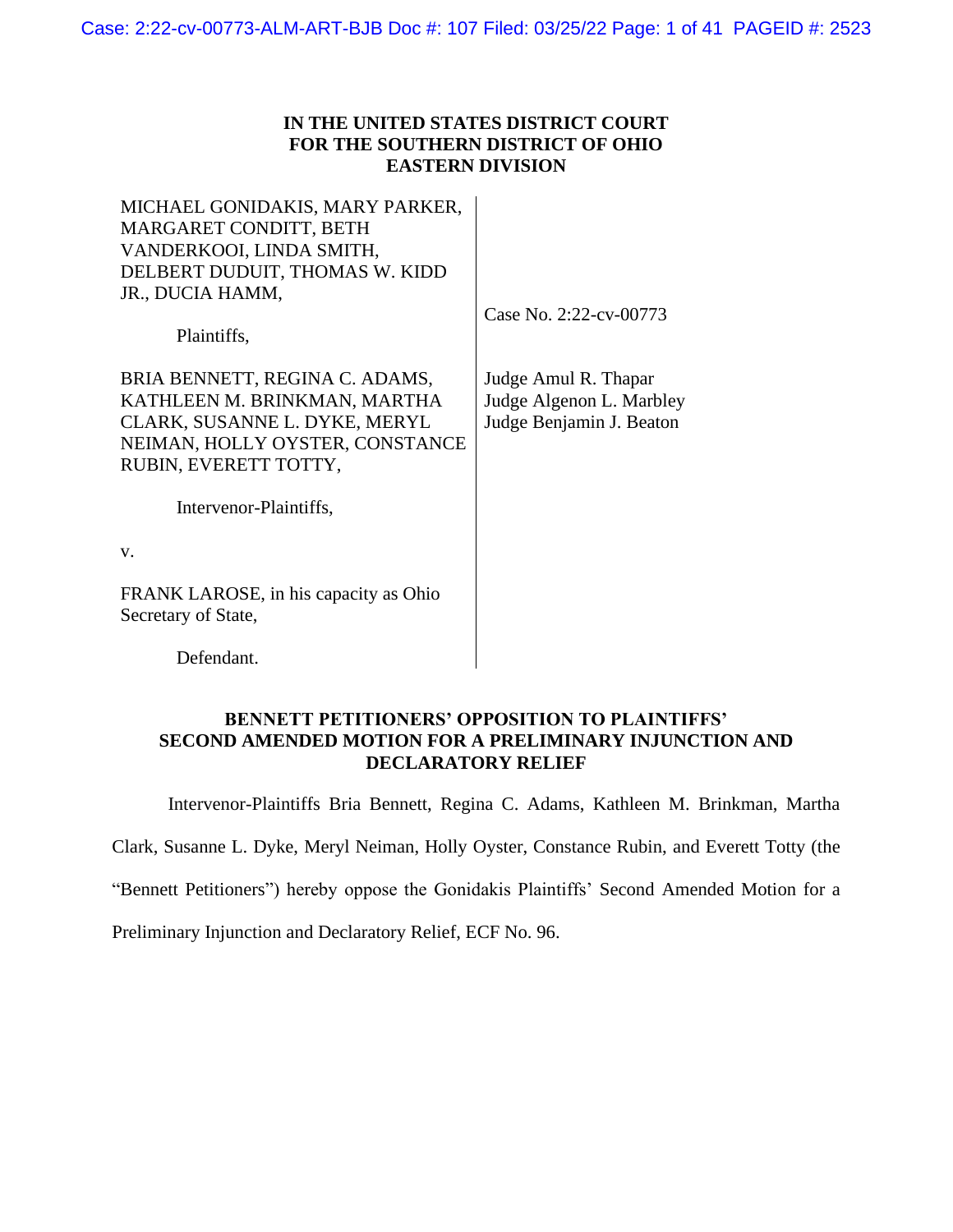**IN THE UNITED STATES DISTRICT COURT**
**FOR THE SOUTHERN DISTRICT OF OHIO**
**EASTERN DIVISION**

MICHAEL GONIDAKIS, MARY PARKER, MARGARET CONDITT, BETH VANDERKOOI, LINDA SMITH, DELBERT DUDUIT, THOMAS W. KIDD JR., DUCIA HAMM,

Plaintiffs,

BRIA BENNETT, REGINA C. ADAMS, KATHLEEN M. BRINKMAN, MARTHA CLARK, SUSANNE L. DYKE, MERYL NEIMAN, HOLLY OYSTER, CONSTANCE RUBIN, EVERETT TOTTY,

Intervenor-Plaintiffs,

v.

FRANK LAROSE, in his capacity as Ohio Secretary of State,

Defendant.

Case No. 2:22-cv-00773

Judge Amul R. Thapar
Judge Algenon L. Marbley
Judge Benjamin J. Beaton

**BENNETT PETITIONERS' OPPOSITION TO PLAINTIFFS' SECOND AMENDED MOTION FOR A PRELIMINARY INJUNCTION AND DECLARATORY RELIEF**

Intervenor-Plaintiffs Bria Bennett, Regina C. Adams, Kathleen M. Brinkman, Martha Clark, Susanne L. Dyke, Meryl Neiman, Holly Oyster, Constance Rubin, and Everett Totty (the "Bennett Petitioners") hereby oppose the Gonidakis Plaintiffs' Second Amended Motion for a Preliminary Injunction and Declaratory Relief, ECF No. 96.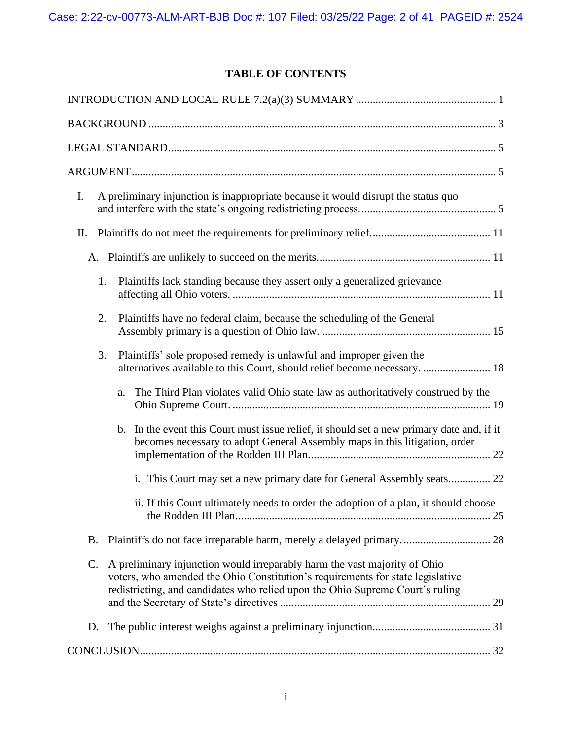# TABLE OF CONTENTS

INTRODUCTION AND LOCAL RULE 7.2(a)(3) SUMMARY ........................................ 1

BACKGROUND ........................................ 3

LEGAL STANDARD ........................................ 5

ARGUMENT ........................................ 5

I. A preliminary injunction is inappropriate because it would disrupt the status quo and interfere with the state's ongoing redistricting process. ........................................ 5

II. Plaintiffs do not meet the requirements for preliminary relief. ........................................ 11

A. Plaintiffs are unlikely to succeed on the merits. ........................................ 11

1. Plaintiffs lack standing because they assert only a generalized grievance affecting all Ohio voters. ........................................ 11

2. Plaintiffs have no federal claim, because the scheduling of the General Assembly primary is a question of Ohio law. ........................................ 15

3. Plaintiffs' sole proposed remedy is unlawful and improper given the alternatives available to this Court, should relief become necessary. ........................................ 18

a. The Third Plan violates valid Ohio state law as authoritatively construed by the Ohio Supreme Court. ........................................ 19

b. In the event this Court must issue relief, it should set a new primary date and, if it becomes necessary to adopt General Assembly maps in this litigation, order implementation of the Rodden III Plan. ........................................ 22

i. This Court may set a new primary date for General Assembly seats. ........................................ 22

ii. If this Court ultimately needs to order the adoption of a plan, it should choose the Rodden III Plan. ........................................ 25

B. Plaintiffs do not face irreparable harm, merely a delayed primary. ........................................ 28

C. A preliminary injunction would irreparably harm the vast majority of Ohio voters, who amended the Ohio Constitution's requirements for state legislative redistricting, and candidates who relied upon the Ohio Supreme Court's ruling and the Secretary of State's directives ........................................ 29

D. The public interest weighs against a preliminary injunction. ........................................ 31

CONCLUSION ........................................ 32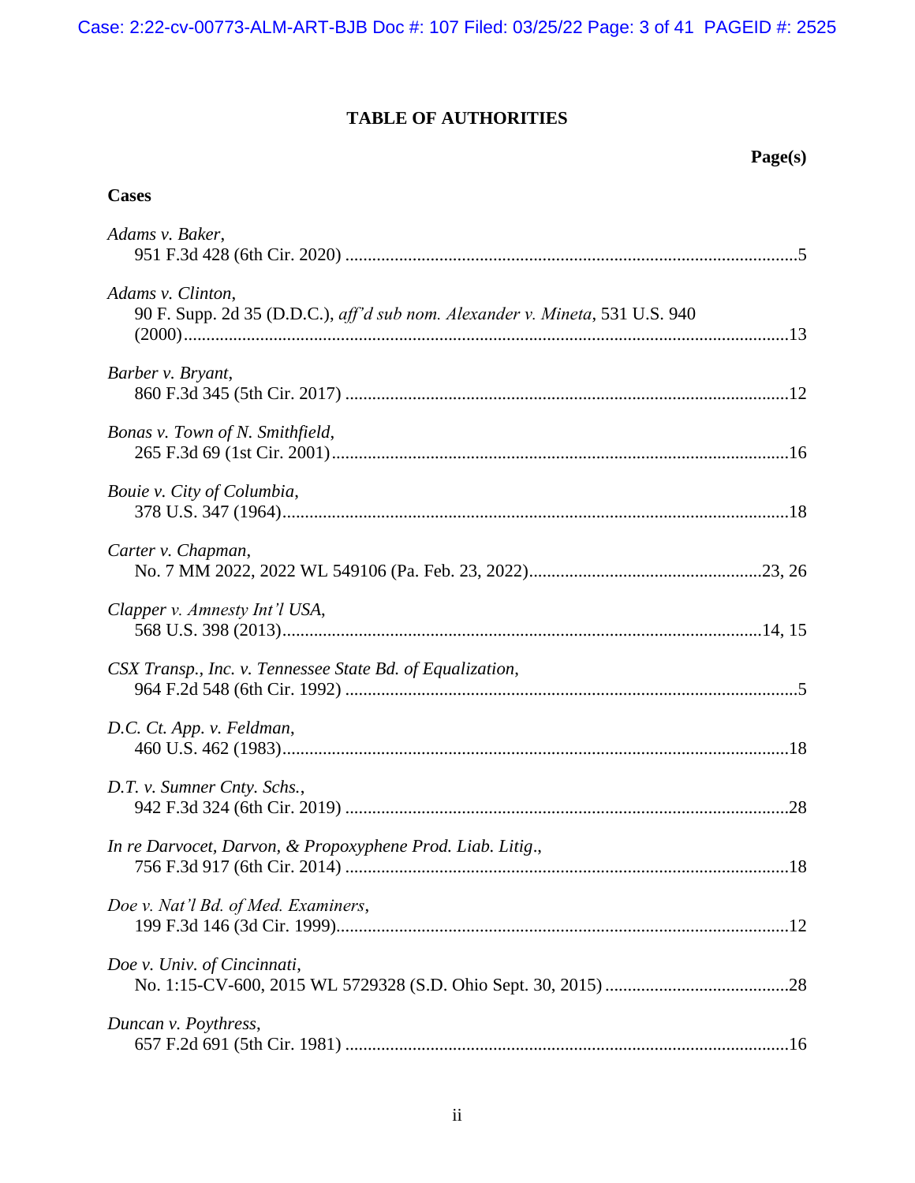## TABLE OF AUTHORITIES

**Page(s)**

### Cases

*Adams v. Baker*,
951 F.3d 428 (6th Cir. 2020) ....................................................................................................5

*Adams v. Clinton*,
90 F. Supp. 2d 35 (D.D.C.), *aff'd sub nom. Alexander v. Mineta*, 531 U.S. 940 (2000).......................................................................................................................................13

*Barber v. Bryant*,
860 F.3d 345 (5th Cir. 2017) ..................................................................................................12

*Bonas v. Town of N. Smithfield*,
265 F.3d 69 (1st Cir. 2001).....................................................................................................16

*Bouie v. City of Columbia*,
378 U.S. 347 (1964)................................................................................................................18

*Carter v. Chapman*,
No. 7 MM 2022, 2022 WL 549106 (Pa. Feb. 23, 2022)...................................................23, 26

*Clapper v. Amnesty Int'l USA*,
568 U.S. 398 (2013).........................................................................................................14, 15

*CSX Transp., Inc. v. Tennessee State Bd. of Equalization*,
964 F.2d 548 (6th Cir. 1992) ....................................................................................................5

*D.C. Ct. App. v. Feldman*,
460 U.S. 462 (1983)................................................................................................................18

*D.T. v. Sumner Cnty. Schs.*,
942 F.3d 324 (6th Cir. 2019) ..................................................................................................28

*In re Darvocet, Darvon, & Propoxyphene Prod. Liab. Litig*.,
756 F.3d 917 (6th Cir. 2014) ..................................................................................................18

*Doe v. Nat'l Bd. of Med. Examiners*,
199 F.3d 146 (3d Cir. 1999)....................................................................................................12

*Doe v. Univ. of Cincinnati*,
No. 1:15-CV-600, 2015 WL 5729328 (S.D. Ohio Sept. 30, 2015) .........................................28

*Duncan v. Poythress*,
657 F.2d 691 (5th Cir. 1981) ..................................................................................................16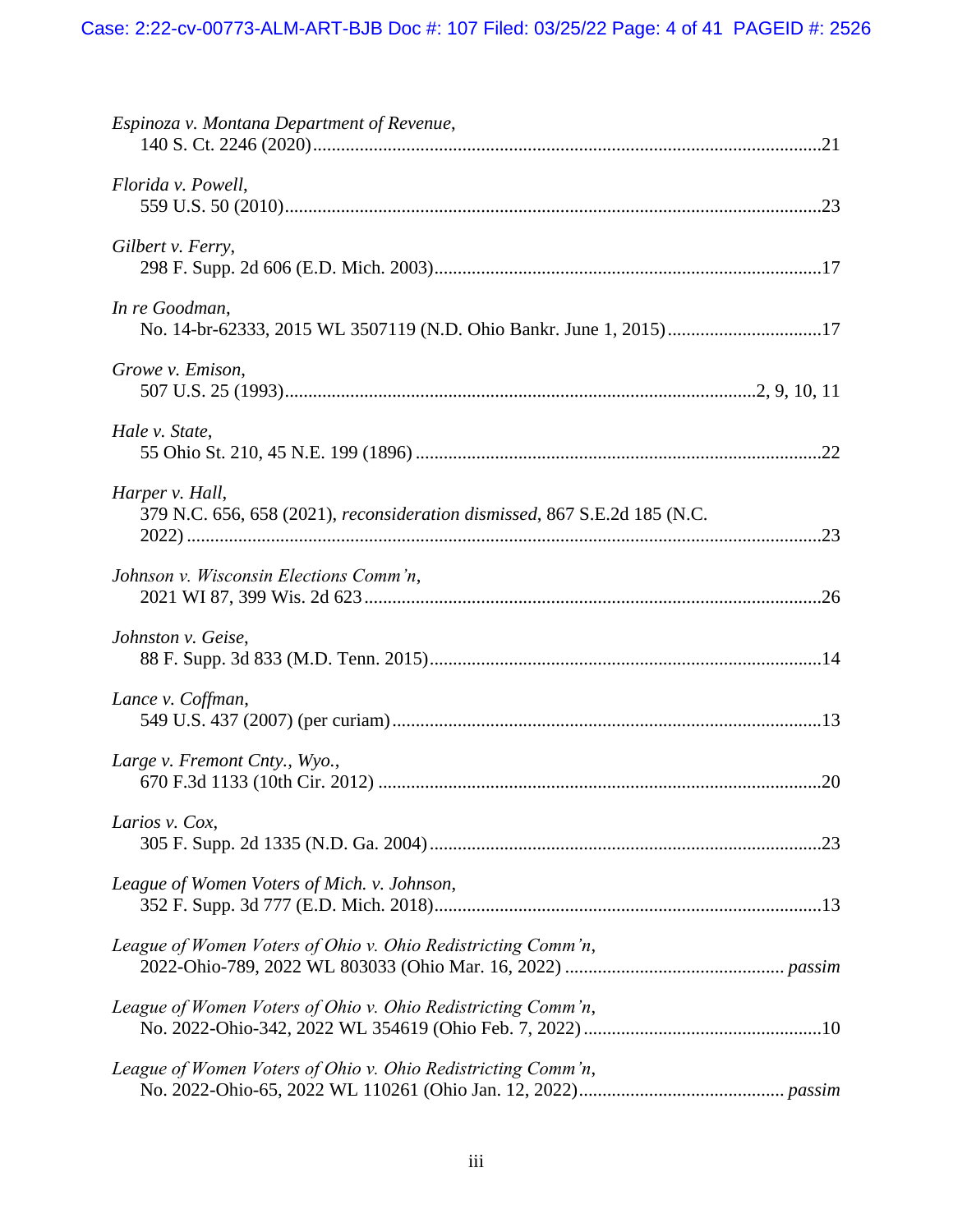*Espinoza v. Montana Department of Revenue*,
140 S. Ct. 2246 (2020)........................................................................................................21

*Florida v. Powell*,
559 U.S. 50 (2010)..............................................................................................................23

*Gilbert v. Ferry*,
298 F. Supp. 2d 606 (E.D. Mich. 2003)..............................................................................17

*In re Goodman*,
No. 14-br-62333, 2015 WL 3507119 (N.D. Ohio Bankr. June 1, 2015)................................17

*Growe v. Emison*,
507 U.S. 25 (1993)................................................................................................2, 9, 10, 11

*Hale v. State*,
55 Ohio St. 210, 45 N.E. 199 (1896) ..................................................................................22

*Harper v. Hall*,
379 N.C. 656, 658 (2021), *reconsideration dismissed*, 867 S.E.2d 185 (N.C. 2022) ....................................................................................................................23

*Johnson v. Wisconsin Elections Comm'n*,
2021 WI 87, 399 Wis. 2d 623.............................................................................................26

*Johnston v. Geise*,
88 F. Supp. 3d 833 (M.D. Tenn. 2015)...............................................................................14

*Lance v. Coffman*,
549 U.S. 437 (2007) (per curiam).......................................................................................13

*Large v. Fremont Cnty., Wyo.*,
670 F.3d 1133 (10th Cir. 2012) ..........................................................................................20

*Larios v. Cox*,
305 F. Supp. 2d 1335 (N.D. Ga. 2004)...............................................................................23

*League of Women Voters of Mich. v. Johnson*,
352 F. Supp. 3d 777 (E.D. Mich. 2018)..............................................................................13

*League of Women Voters of Ohio v. Ohio Redistricting Comm'n*,
2022-Ohio-789, 2022 WL 803033 (Ohio Mar. 16, 2022) .......................................... *passim*

*League of Women Voters of Ohio v. Ohio Redistricting Comm'n*,
No. 2022-Ohio-342, 2022 WL 354619 (Ohio Feb. 7, 2022)..............................................10

*League of Women Voters of Ohio v. Ohio Redistricting Comm'n*,
No. 2022-Ohio-65, 2022 WL 110261 (Ohio Jan. 12, 2022)....................................... *passim*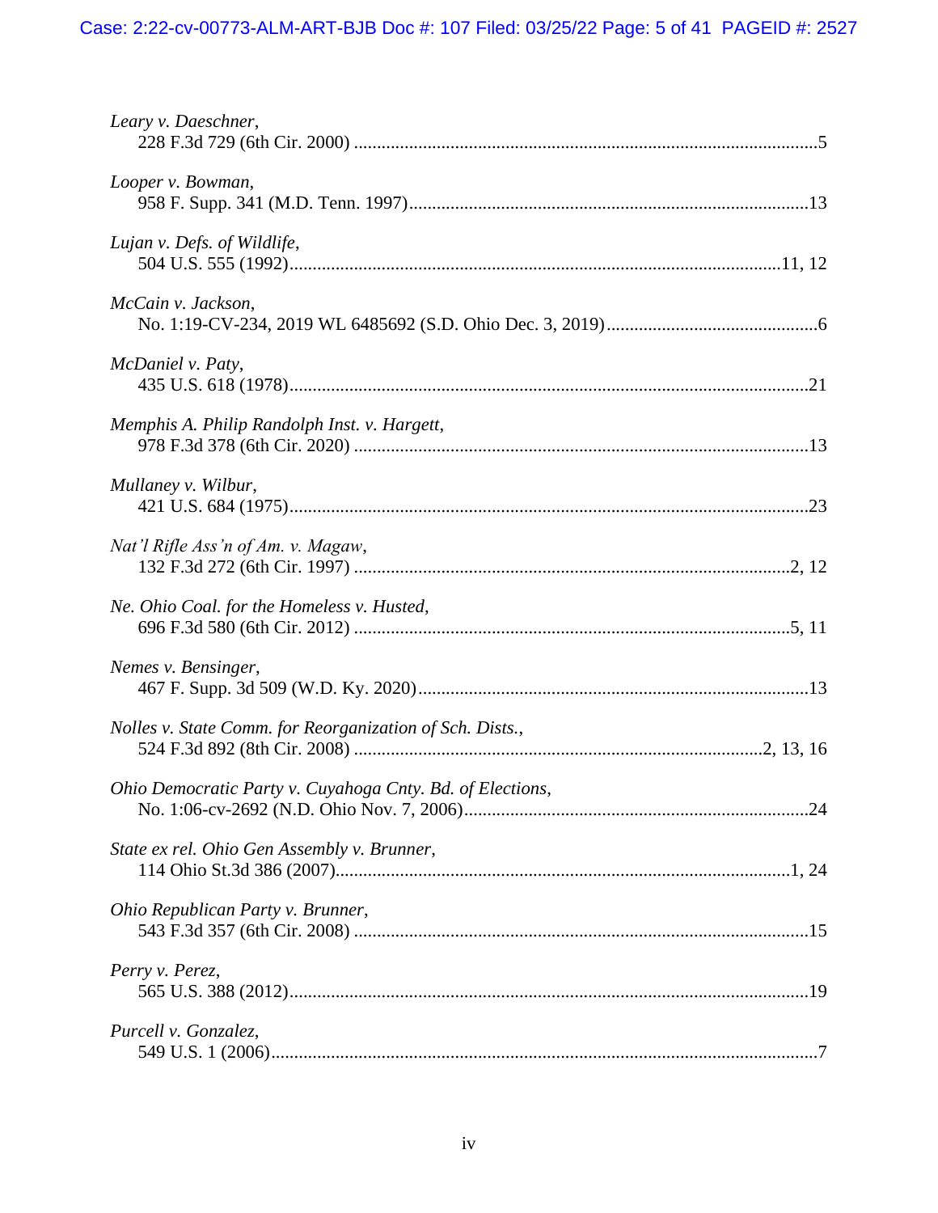*Leary v. Daeschner*,
228 F.3d 729 (6th Cir. 2000) ........................................................................................................5

*Looper v. Bowman*,
958 F. Supp. 341 (M.D. Tenn. 1997)............................................................................................13

*Lujan v. Defs. of Wildlife*,
504 U.S. 555 (1992)................................................................................................................11, 12

*McCain v. Jackson*,
No. 1:19-CV-234, 2019 WL 6485692 (S.D. Ohio Dec. 3, 2019)...................................................6

*McDaniel v. Paty*,
435 U.S. 618 (1978).......................................................................................................................21

*Memphis A. Philip Randolph Inst. v. Hargett*,
978 F.3d 378 (6th Cir. 2020) .........................................................................................................13

*Mullaney v. Wilbur*,
421 U.S. 684 (1975).......................................................................................................................23

*Nat'l Rifle Ass'n of Am. v. Magaw*,
132 F.3d 272 (6th Cir. 1997) .....................................................................................................2, 12

*Ne. Ohio Coal. for the Homeless v. Husted*,
696 F.3d 580 (6th Cir. 2012) .....................................................................................................5, 11

*Nemes v. Bensinger*,
467 F. Supp. 3d 509 (W.D. Ky. 2020)...........................................................................................13

*Nolles v. State Comm. for Reorganization of Sch. Dists.*,
524 F.3d 892 (8th Cir. 2008) ...............................................................................................2, 13, 16

*Ohio Democratic Party v. Cuyahoga Cnty. Bd. of Elections*,
No. 1:06-cv-2692 (N.D. Ohio Nov. 7, 2006).................................................................................24

*State ex rel. Ohio Gen Assembly v. Brunner*,
114 Ohio St.3d 386 (2007)........................................................................................................1, 24

*Ohio Republican Party v. Brunner*,
543 F.3d 357 (6th Cir. 2008) .........................................................................................................15

*Perry v. Perez*,
565 U.S. 388 (2012).......................................................................................................................19

*Purcell v. Gonzalez*,
549 U.S. 1 (2006).............................................................................................................................7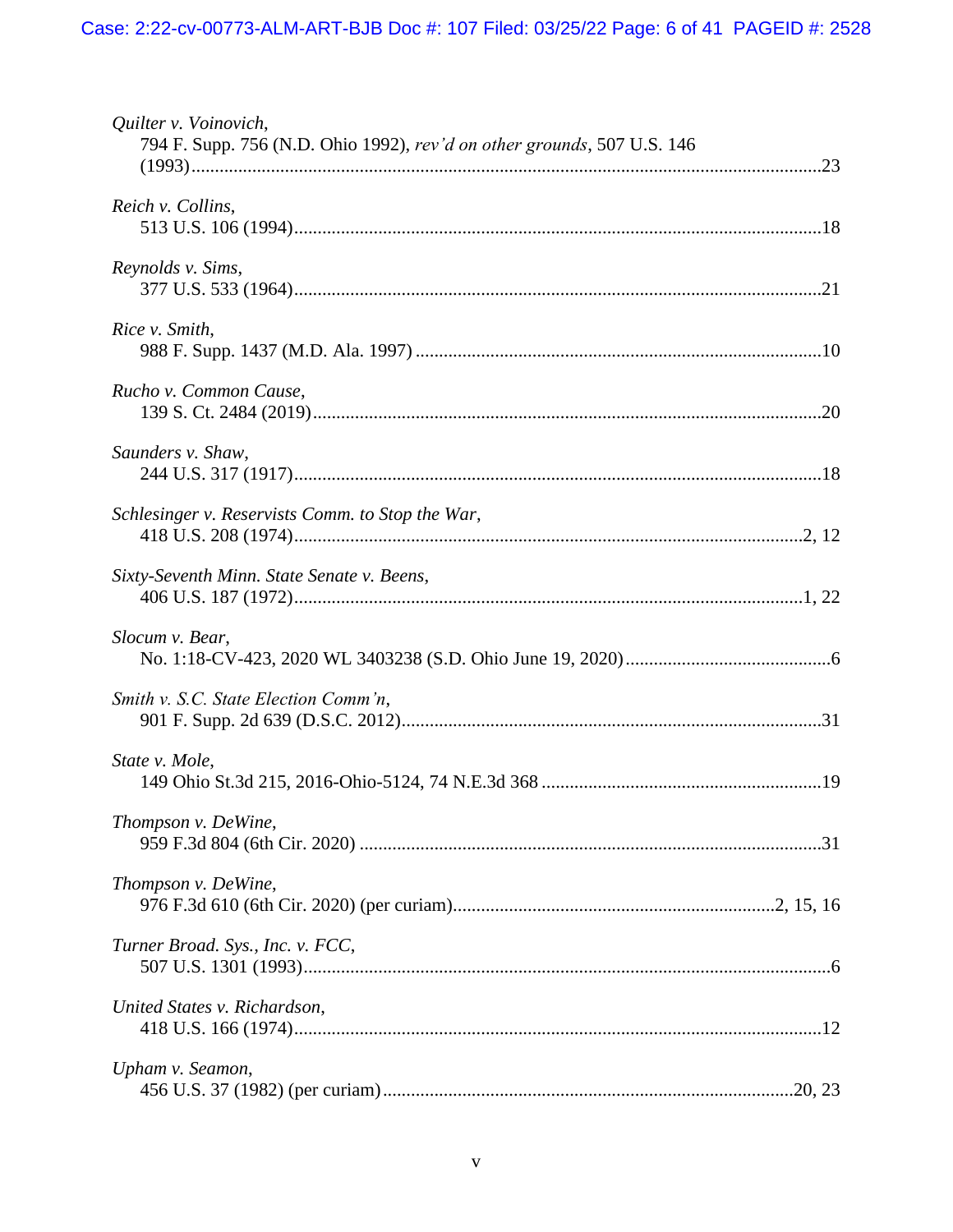*Quilter v. Voinovich*,
794 F. Supp. 756 (N.D. Ohio 1992), *rev'd on other grounds*, 507 U.S. 146 (1993) ........................................................................................................................23

*Reich v. Collins*,
513 U.S. 106 (1994) ........................................................................................................18

*Reynolds v. Sims*,
377 U.S. 533 (1964) ........................................................................................................21

*Rice v. Smith*,
988 F. Supp. 1437 (M.D. Ala. 1997) ..............................................................................10

*Rucho v. Common Cause*,
139 S. Ct. 2484 (2019) ....................................................................................................20

*Saunders v. Shaw*,
244 U.S. 317 (1917) ........................................................................................................18

*Schlesinger v. Reservists Comm. to Stop the War*,
418 U.S. 208 (1974) ...................................................................................................2, 12

*Sixty-Seventh Minn. State Senate v. Beens*,
406 U.S. 187 (1972) ...................................................................................................1, 22

*Slocum v. Bear*,
No. 1:18-CV-423, 2020 WL 3403238 (S.D. Ohio June 19, 2020) ....................................6

*Smith v. S.C. State Election Comm'n*,
901 F. Supp. 2d 639 (D.S.C. 2012) .................................................................................31

*State v. Mole*,
149 Ohio St.3d 215, 2016-Ohio-5124, 74 N.E.3d 368 ....................................................19

*Thompson v. DeWine*,
959 F.3d 804 (6th Cir. 2020) ..........................................................................................31

*Thompson v. DeWine*,
976 F.3d 610 (6th Cir. 2020) (per curiam) ...........................................................2, 15, 16

*Turner Broad. Sys., Inc. v. FCC*,
507 U.S. 1301 (1993) ........................................................................................................6

*United States v. Richardson*,
418 U.S. 166 (1974) ........................................................................................................12

*Upham v. Seamon*,
456 U.S. 37 (1982) (per curiam) ...............................................................................20, 23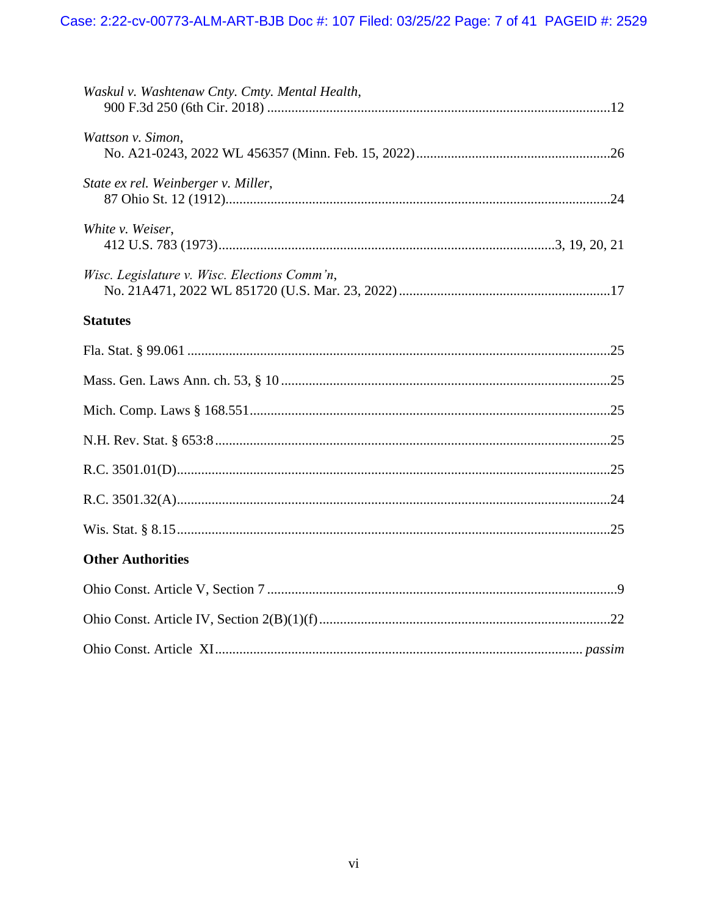*Waskul v. Washtenaw Cnty. Cmty. Mental Health*,
900 F.3d 250 (6th Cir. 2018) ....................................................................................................12

*Wattson v. Simon*,
No. A21-0243, 2022 WL 456357 (Minn. Feb. 15, 2022)........................................................26

*State ex rel. Weinberger v. Miller*,
87 Ohio St. 12 (1912)...............................................................................................................24

*White v. Weiser*,
412 U.S. 783 (1973).................................................................................................3, 19, 20, 21

*Wisc. Legislature v. Wisc. Elections Comm'n*,
No. 21A471, 2022 WL 851720 (U.S. Mar. 23, 2022) .............................................................17

**Statutes**

Fla. Stat. § 99.061 .........................................................................................................................25

Mass. Gen. Laws Ann. ch. 53, § 10 ...............................................................................................25

Mich. Comp. Laws § 168.551.......................................................................................................25

N.H. Rev. Stat. § 653:8 .................................................................................................................25

R.C. 3501.01(D)............................................................................................................................25

R.C. 3501.32(A)............................................................................................................................24

Wis. Stat. § 8.15............................................................................................................................25

**Other Authorities**

Ohio Const. Article V, Section 7 .....................................................................................................9

Ohio Const. Article IV, Section 2(B)(1)(f) ....................................................................................22

Ohio Const. Article XI........................................................................................................ *passim*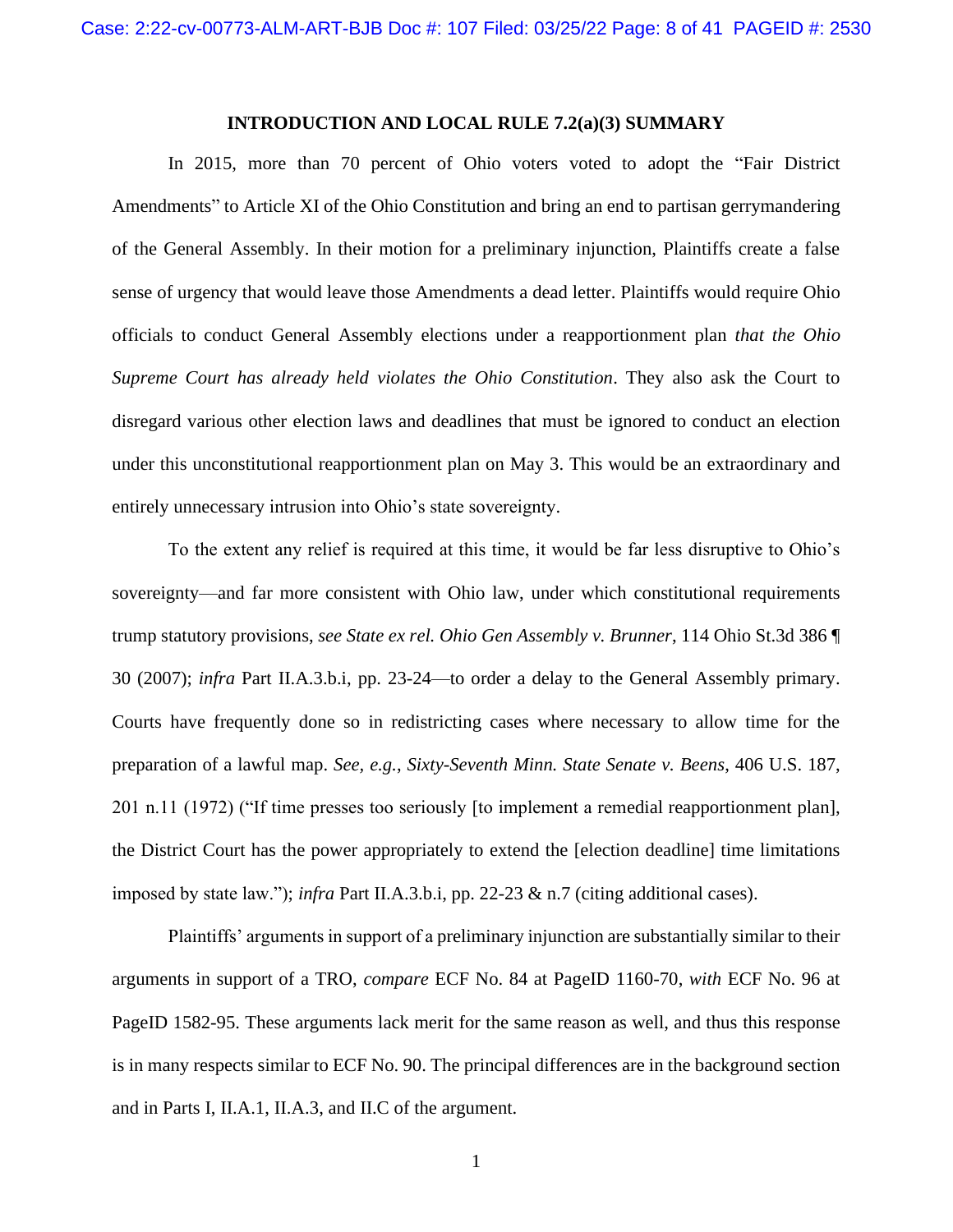## INTRODUCTION AND LOCAL RULE 7.2(a)(3) SUMMARY

In 2015, more than 70 percent of Ohio voters voted to adopt the "Fair District Amendments" to Article XI of the Ohio Constitution and bring an end to partisan gerrymandering of the General Assembly. In their motion for a preliminary injunction, Plaintiffs create a false sense of urgency that would leave those Amendments a dead letter. Plaintiffs would require Ohio officials to conduct General Assembly elections under a reapportionment plan *that the Ohio Supreme Court has already held violates the Ohio Constitution*. They also ask the Court to disregard various other election laws and deadlines that must be ignored to conduct an election under this unconstitutional reapportionment plan on May 3. This would be an extraordinary and entirely unnecessary intrusion into Ohio's state sovereignty.

To the extent any relief is required at this time, it would be far less disruptive to Ohio's sovereignty—and far more consistent with Ohio law, under which constitutional requirements trump statutory provisions, *see State ex rel. Ohio Gen Assembly v. Brunner*, 114 Ohio St.3d 386 ¶ 30 (2007); *infra* Part II.A.3.b.i, pp. 23-24—to order a delay to the General Assembly primary. Courts have frequently done so in redistricting cases where necessary to allow time for the preparation of a lawful map. *See, e.g.*, *Sixty-Seventh Minn. State Senate v. Beens*, 406 U.S. 187, 201 n.11 (1972) ("If time presses too seriously [to implement a remedial reapportionment plan], the District Court has the power appropriately to extend the [election deadline] time limitations imposed by state law."); *infra* Part II.A.3.b.i, pp. 22-23 & n.7 (citing additional cases).

Plaintiffs' arguments in support of a preliminary injunction are substantially similar to their arguments in support of a TRO, *compare* ECF No. 84 at PageID 1160-70, *with* ECF No. 96 at PageID 1582-95. These arguments lack merit for the same reason as well, and thus this response is in many respects similar to ECF No. 90. The principal differences are in the background section and in Parts I, II.A.1, II.A.3, and II.C of the argument.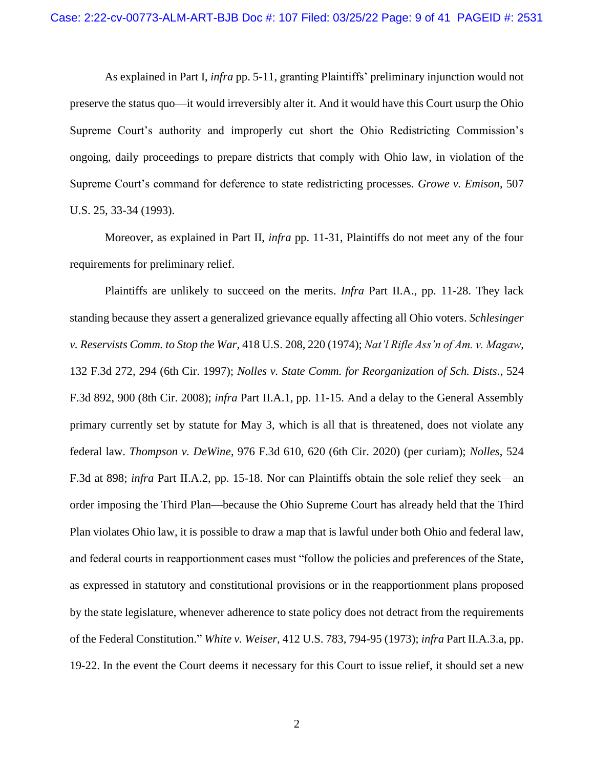As explained in Part I, *infra* pp. 5-11, granting Plaintiffs' preliminary injunction would not preserve the status quo—it would irreversibly alter it. And it would have this Court usurp the Ohio Supreme Court's authority and improperly cut short the Ohio Redistricting Commission's ongoing, daily proceedings to prepare districts that comply with Ohio law, in violation of the Supreme Court's command for deference to state redistricting processes. *Growe v. Emison*, 507 U.S. 25, 33-34 (1993).

Moreover, as explained in Part II, *infra* pp. 11-31, Plaintiffs do not meet any of the four requirements for preliminary relief.

Plaintiffs are unlikely to succeed on the merits. *Infra* Part II.A., pp. 11-28. They lack standing because they assert a generalized grievance equally affecting all Ohio voters. *Schlesinger v. Reservists Comm. to Stop the War*, 418 U.S. 208, 220 (1974); *Nat'l Rifle Ass'n of Am. v. Magaw*, 132 F.3d 272, 294 (6th Cir. 1997); *Nolles v. State Comm. for Reorganization of Sch. Dists.*, 524 F.3d 892, 900 (8th Cir. 2008); *infra* Part II.A.1, pp. 11-15. And a delay to the General Assembly primary currently set by statute for May 3, which is all that is threatened, does not violate any federal law. *Thompson v. DeWine*, 976 F.3d 610, 620 (6th Cir. 2020) (per curiam); *Nolles*, 524 F.3d at 898; *infra* Part II.A.2, pp. 15-18. Nor can Plaintiffs obtain the sole relief they seek—an order imposing the Third Plan—because the Ohio Supreme Court has already held that the Third Plan violates Ohio law, it is possible to draw a map that is lawful under both Ohio and federal law, and federal courts in reapportionment cases must "follow the policies and preferences of the State, as expressed in statutory and constitutional provisions or in the reapportionment plans proposed by the state legislature, whenever adherence to state policy does not detract from the requirements of the Federal Constitution." *White v. Weiser*, 412 U.S. 783, 794-95 (1973); *infra* Part II.A.3.a, pp. 19-22. In the event the Court deems it necessary for this Court to issue relief, it should set a new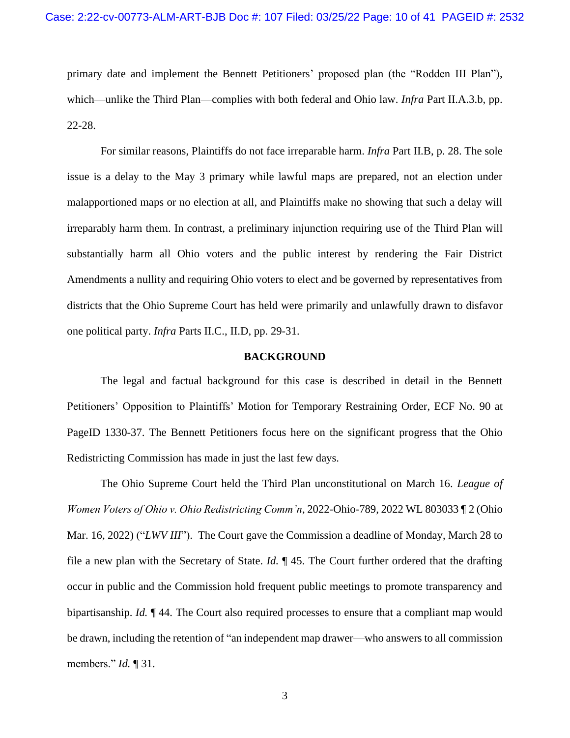primary date and implement the Bennett Petitioners' proposed plan (the "Rodden III Plan"), which—unlike the Third Plan—complies with both federal and Ohio law. *Infra* Part II.A.3.b, pp. 22-28.

For similar reasons, Plaintiffs do not face irreparable harm. *Infra* Part II.B, p. 28. The sole issue is a delay to the May 3 primary while lawful maps are prepared, not an election under malapportioned maps or no election at all, and Plaintiffs make no showing that such a delay will irreparably harm them. In contrast, a preliminary injunction requiring use of the Third Plan will substantially harm all Ohio voters and the public interest by rendering the Fair District Amendments a nullity and requiring Ohio voters to elect and be governed by representatives from districts that the Ohio Supreme Court has held were primarily and unlawfully drawn to disfavor one political party. *Infra* Parts II.C., II.D, pp. 29-31.

## BACKGROUND

The legal and factual background for this case is described in detail in the Bennett Petitioners' Opposition to Plaintiffs' Motion for Temporary Restraining Order, ECF No. 90 at PageID 1330-37. The Bennett Petitioners focus here on the significant progress that the Ohio Redistricting Commission has made in just the last few days.

The Ohio Supreme Court held the Third Plan unconstitutional on March 16. *League of Women Voters of Ohio v. Ohio Redistricting Comm'n*, 2022-Ohio-789, 2022 WL 803033 ¶ 2 (Ohio Mar. 16, 2022) ("*LWV III*"). The Court gave the Commission a deadline of Monday, March 28 to file a new plan with the Secretary of State. *Id.* ¶ 45. The Court further ordered that the drafting occur in public and the Commission hold frequent public meetings to promote transparency and bipartisanship. *Id.* ¶ 44. The Court also required processes to ensure that a compliant map would be drawn, including the retention of "an independent map drawer—who answers to all commission members." *Id.* ¶ 31.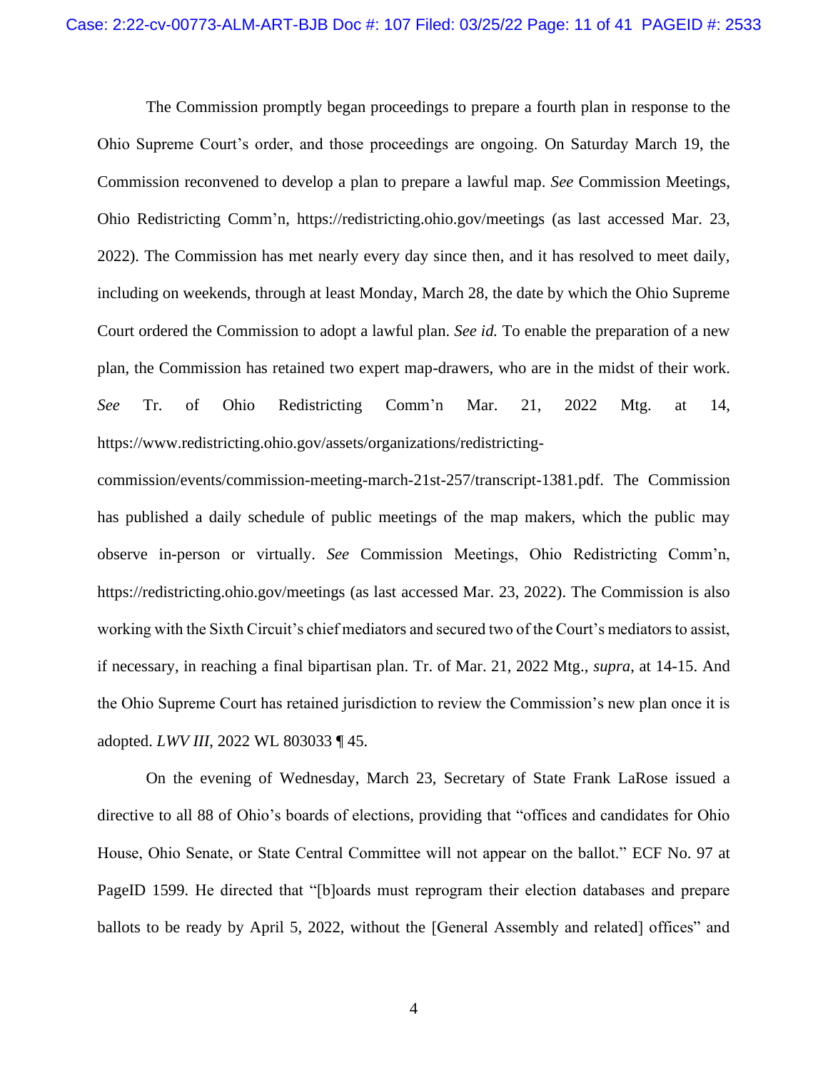The Commission promptly began proceedings to prepare a fourth plan in response to the Ohio Supreme Court's order, and those proceedings are ongoing. On Saturday March 19, the Commission reconvened to develop a plan to prepare a lawful map. *See* Commission Meetings, Ohio Redistricting Comm'n, https://redistricting.ohio.gov/meetings (as last accessed Mar. 23, 2022). The Commission has met nearly every day since then, and it has resolved to meet daily, including on weekends, through at least Monday, March 28, the date by which the Ohio Supreme Court ordered the Commission to adopt a lawful plan. *See id.* To enable the preparation of a new plan, the Commission has retained two expert map-drawers, who are in the midst of their work. *See* Tr. of Ohio Redistricting Comm'n Mar. 21, 2022 Mtg. at 14, https://www.redistricting.ohio.gov/assets/organizations/redistricting-commission/events/commission-meeting-march-21st-257/transcript-1381.pdf. The Commission has published a daily schedule of public meetings of the map makers, which the public may observe in-person or virtually. *See* Commission Meetings, Ohio Redistricting Comm'n, https://redistricting.ohio.gov/meetings (as last accessed Mar. 23, 2022). The Commission is also working with the Sixth Circuit's chief mediators and secured two of the Court's mediators to assist, if necessary, in reaching a final bipartisan plan. Tr. of Mar. 21, 2022 Mtg., *supra*, at 14-15. And the Ohio Supreme Court has retained jurisdiction to review the Commission's new plan once it is adopted. *LWV III*, 2022 WL 803033 ¶ 45.

On the evening of Wednesday, March 23, Secretary of State Frank LaRose issued a directive to all 88 of Ohio's boards of elections, providing that "offices and candidates for Ohio House, Ohio Senate, or State Central Committee will not appear on the ballot." ECF No. 97 at PageID 1599. He directed that "[b]oards must reprogram their election databases and prepare ballots to be ready by April 5, 2022, without the [General Assembly and related] offices" and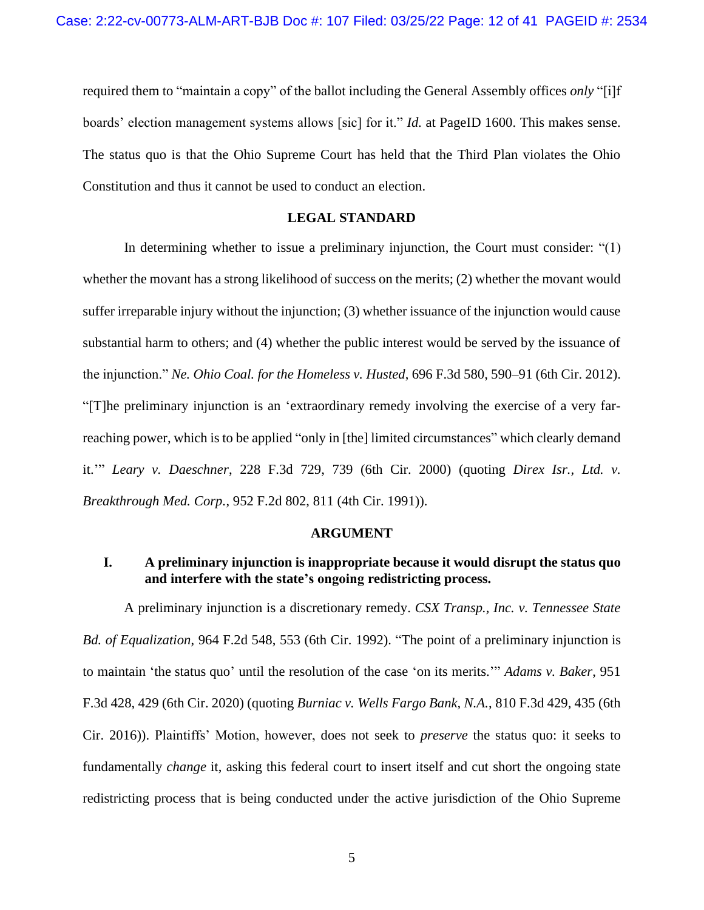required them to "maintain a copy" of the ballot including the General Assembly offices *only* "[i]f boards' election management systems allows [sic] for it." *Id.* at PageID 1600. This makes sense. The status quo is that the Ohio Supreme Court has held that the Third Plan violates the Ohio Constitution and thus it cannot be used to conduct an election.

## LEGAL STANDARD

In determining whether to issue a preliminary injunction, the Court must consider: "(1) whether the movant has a strong likelihood of success on the merits; (2) whether the movant would suffer irreparable injury without the injunction; (3) whether issuance of the injunction would cause substantial harm to others; and (4) whether the public interest would be served by the issuance of the injunction." *Ne. Ohio Coal. for the Homeless v. Husted*, 696 F.3d 580, 590–91 (6th Cir. 2012). "[T]he preliminary injunction is an 'extraordinary remedy involving the exercise of a very far-reaching power, which is to be applied "only in [the] limited circumstances" which clearly demand it.'" *Leary v. Daeschner*, 228 F.3d 729, 739 (6th Cir. 2000) (quoting *Direx Isr., Ltd. v. Breakthrough Med. Corp.*, 952 F.2d 802, 811 (4th Cir. 1991)).

## ARGUMENT

### I. A preliminary injunction is inappropriate because it would disrupt the status quo and interfere with the state's ongoing redistricting process.

A preliminary injunction is a discretionary remedy. *CSX Transp., Inc. v. Tennessee State Bd. of Equalization*, 964 F.2d 548, 553 (6th Cir. 1992). "The point of a preliminary injunction is to maintain 'the status quo' until the resolution of the case 'on its merits.'" *Adams v. Baker*, 951 F.3d 428, 429 (6th Cir. 2020) (quoting *Burniac v. Wells Fargo Bank, N.A.*, 810 F.3d 429, 435 (6th Cir. 2016)). Plaintiffs' Motion, however, does not seek to *preserve* the status quo: it seeks to fundamentally *change* it, asking this federal court to insert itself and cut short the ongoing state redistricting process that is being conducted under the active jurisdiction of the Ohio Supreme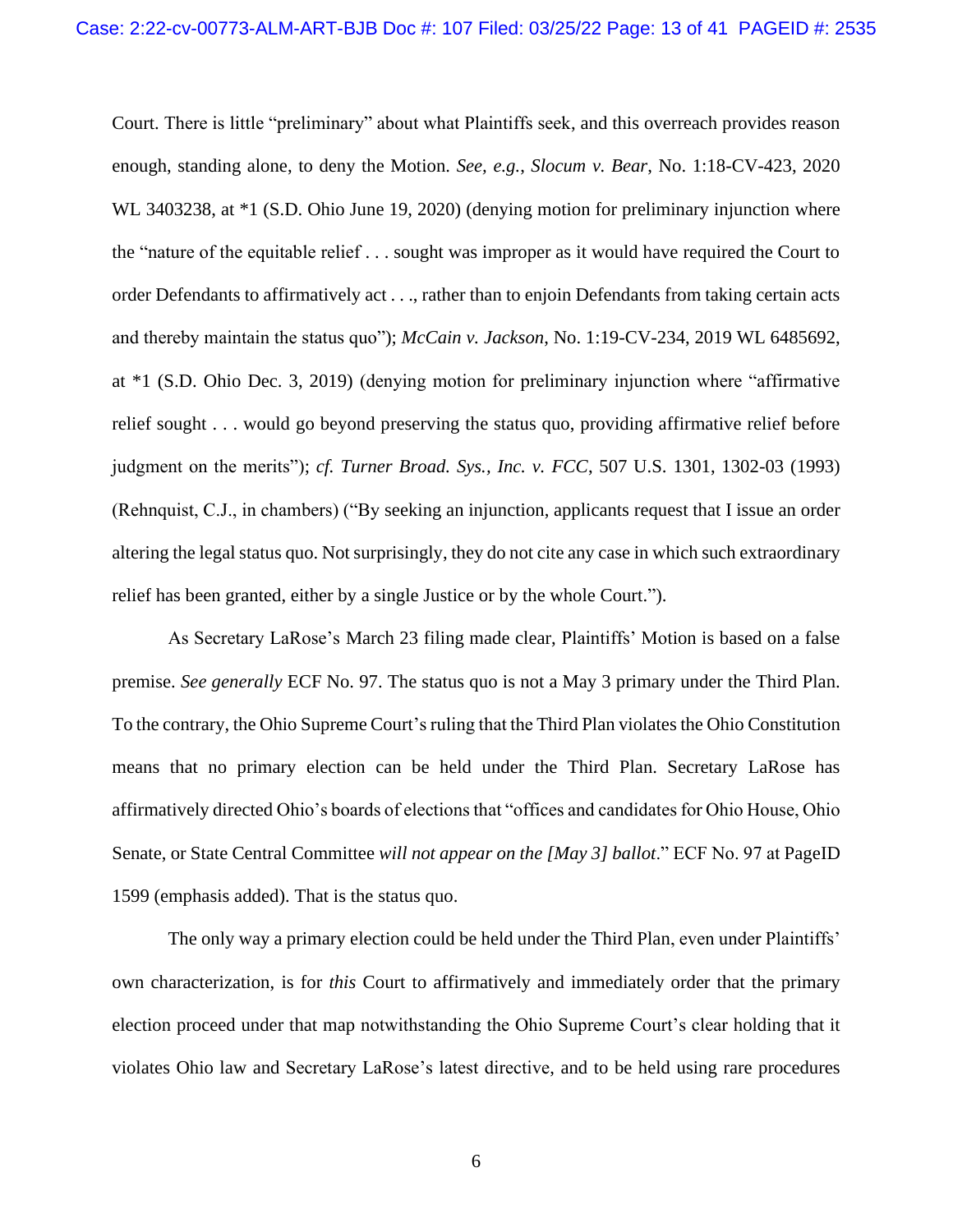Court. There is little "preliminary" about what Plaintiffs seek, and this overreach provides reason enough, standing alone, to deny the Motion. *See, e.g.*, *Slocum v. Bear*, No. 1:18-CV-423, 2020 WL 3403238, at *1 (S.D. Ohio June 19, 2020) (denying motion for preliminary injunction where the "nature of the equitable relief . . . sought was improper as it would have required the Court to order Defendants to affirmatively act . . ., rather than to enjoin Defendants from taking certain acts and thereby maintain the status quo"); *McCain v. Jackson*, No. 1:19-CV-234, 2019 WL 6485692, at *1 (S.D. Ohio Dec. 3, 2019) (denying motion for preliminary injunction where "affirmative relief sought . . . would go beyond preserving the status quo, providing affirmative relief before judgment on the merits"); *cf. Turner Broad. Sys., Inc. v. FCC*, 507 U.S. 1301, 1302-03 (1993) (Rehnquist, C.J., in chambers) ("By seeking an injunction, applicants request that I issue an order altering the legal status quo. Not surprisingly, they do not cite any case in which such extraordinary relief has been granted, either by a single Justice or by the whole Court.").

As Secretary LaRose's March 23 filing made clear, Plaintiffs' Motion is based on a false premise. *See generally* ECF No. 97. The status quo is not a May 3 primary under the Third Plan. To the contrary, the Ohio Supreme Court's ruling that the Third Plan violates the Ohio Constitution means that no primary election can be held under the Third Plan. Secretary LaRose has affirmatively directed Ohio's boards of elections that "offices and candidates for Ohio House, Ohio Senate, or State Central Committee *will not appear on the [May 3] ballot*." ECF No. 97 at PageID 1599 (emphasis added). That is the status quo.

The only way a primary election could be held under the Third Plan, even under Plaintiffs' own characterization, is for *this* Court to affirmatively and immediately order that the primary election proceed under that map notwithstanding the Ohio Supreme Court's clear holding that it violates Ohio law and Secretary LaRose's latest directive, and to be held using rare procedures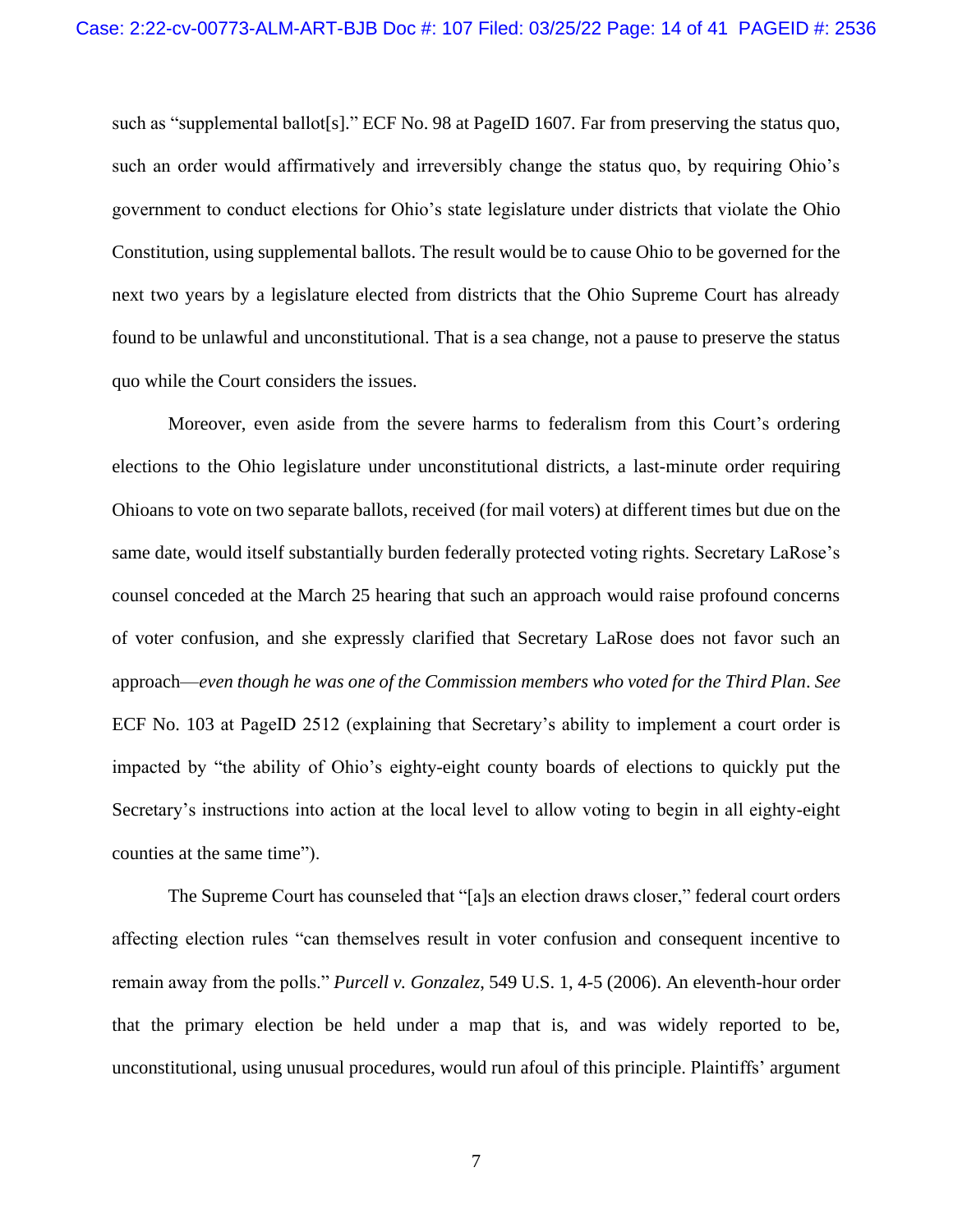such as "supplemental ballot[s]." ECF No. 98 at PageID 1607. Far from preserving the status quo, such an order would affirmatively and irreversibly change the status quo, by requiring Ohio's government to conduct elections for Ohio's state legislature under districts that violate the Ohio Constitution, using supplemental ballots. The result would be to cause Ohio to be governed for the next two years by a legislature elected from districts that the Ohio Supreme Court has already found to be unlawful and unconstitutional. That is a sea change, not a pause to preserve the status quo while the Court considers the issues.

Moreover, even aside from the severe harms to federalism from this Court's ordering elections to the Ohio legislature under unconstitutional districts, a last-minute order requiring Ohioans to vote on two separate ballots, received (for mail voters) at different times but due on the same date, would itself substantially burden federally protected voting rights. Secretary LaRose's counsel conceded at the March 25 hearing that such an approach would raise profound concerns of voter confusion, and she expressly clarified that Secretary LaRose does not favor such an approach—*even though he was one of the Commission members who voted for the Third Plan*. *See* ECF No. 103 at PageID 2512 (explaining that Secretary's ability to implement a court order is impacted by "the ability of Ohio's eighty-eight county boards of elections to quickly put the Secretary's instructions into action at the local level to allow voting to begin in all eighty-eight counties at the same time").

The Supreme Court has counseled that "[a]s an election draws closer," federal court orders affecting election rules "can themselves result in voter confusion and consequent incentive to remain away from the polls." *Purcell v. Gonzalez*, 549 U.S. 1, 4-5 (2006). An eleventh-hour order that the primary election be held under a map that is, and was widely reported to be, unconstitutional, using unusual procedures, would run afoul of this principle. Plaintiffs' argument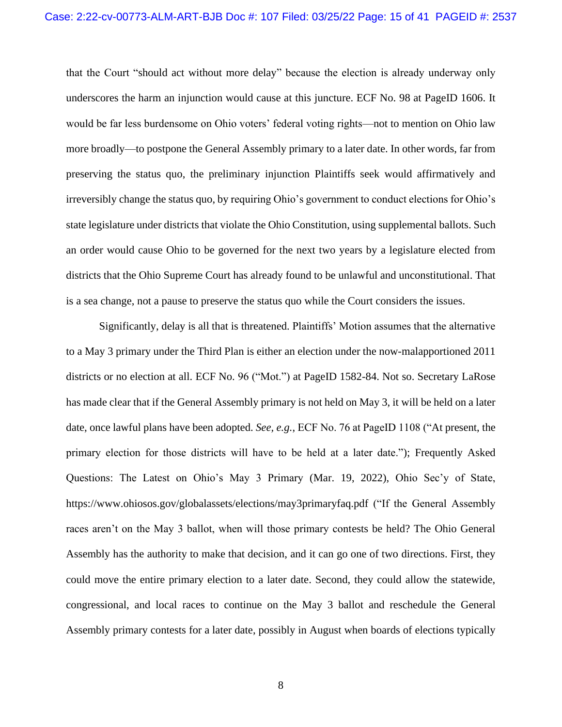that the Court "should act without more delay" because the election is already underway only underscores the harm an injunction would cause at this juncture. ECF No. 98 at PageID 1606. It would be far less burdensome on Ohio voters' federal voting rights—not to mention on Ohio law more broadly—to postpone the General Assembly primary to a later date. In other words, far from preserving the status quo, the preliminary injunction Plaintiffs seek would affirmatively and irreversibly change the status quo, by requiring Ohio's government to conduct elections for Ohio's state legislature under districts that violate the Ohio Constitution, using supplemental ballots. Such an order would cause Ohio to be governed for the next two years by a legislature elected from districts that the Ohio Supreme Court has already found to be unlawful and unconstitutional. That is a sea change, not a pause to preserve the status quo while the Court considers the issues.

Significantly, delay is all that is threatened. Plaintiffs' Motion assumes that the alternative to a May 3 primary under the Third Plan is either an election under the now-malapportioned 2011 districts or no election at all. ECF No. 96 ("Mot.") at PageID 1582-84. Not so. Secretary LaRose has made clear that if the General Assembly primary is not held on May 3, it will be held on a later date, once lawful plans have been adopted. *See, e.g.*, ECF No. 76 at PageID 1108 ("At present, the primary election for those districts will have to be held at a later date."); Frequently Asked Questions: The Latest on Ohio's May 3 Primary (Mar. 19, 2022), Ohio Sec'y of State, https://www.ohiosos.gov/globalassets/elections/may3primaryfaq.pdf ("If the General Assembly races aren't on the May 3 ballot, when will those primary contests be held? The Ohio General Assembly has the authority to make that decision, and it can go one of two directions. First, they could move the entire primary election to a later date. Second, they could allow the statewide, congressional, and local races to continue on the May 3 ballot and reschedule the General Assembly primary contests for a later date, possibly in August when boards of elections typically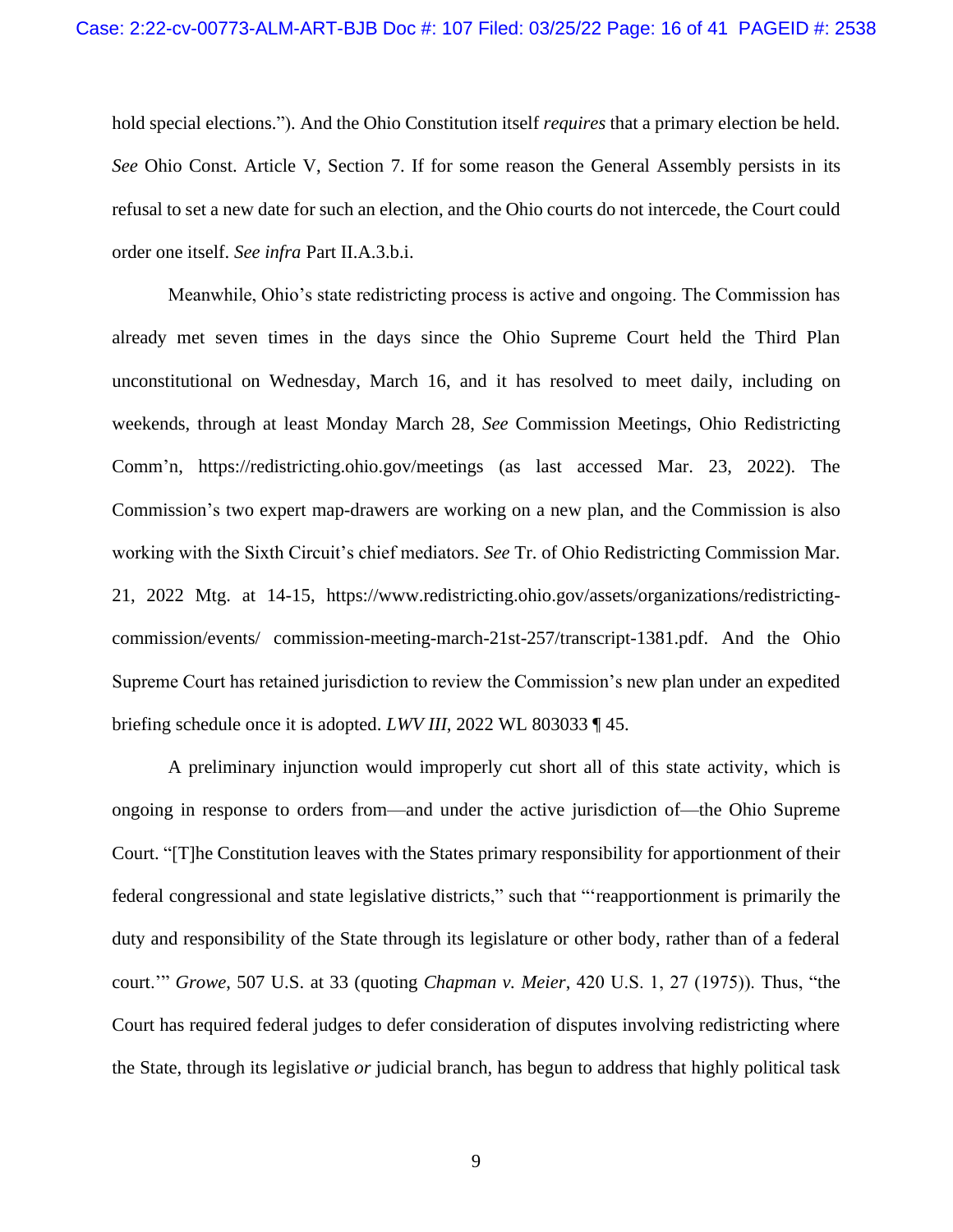hold special elections."). And the Ohio Constitution itself *requires* that a primary election be held. *See* Ohio Const. Article V, Section 7. If for some reason the General Assembly persists in its refusal to set a new date for such an election, and the Ohio courts do not intercede, the Court could order one itself. *See infra* Part II.A.3.b.i.

Meanwhile, Ohio's state redistricting process is active and ongoing. The Commission has already met seven times in the days since the Ohio Supreme Court held the Third Plan unconstitutional on Wednesday, March 16, and it has resolved to meet daily, including on weekends, through at least Monday March 28, *See* Commission Meetings, Ohio Redistricting Comm'n, https://redistricting.ohio.gov/meetings (as last accessed Mar. 23, 2022). The Commission's two expert map-drawers are working on a new plan, and the Commission is also working with the Sixth Circuit's chief mediators. *See* Tr. of Ohio Redistricting Commission Mar. 21, 2022 Mtg. at 14-15, https://www.redistricting.ohio.gov/assets/organizations/redistricting-commission/events/ commission-meeting-march-21st-257/transcript-1381.pdf. And the Ohio Supreme Court has retained jurisdiction to review the Commission's new plan under an expedited briefing schedule once it is adopted. *LWV III*, 2022 WL 803033 ¶ 45.

A preliminary injunction would improperly cut short all of this state activity, which is ongoing in response to orders from—and under the active jurisdiction of—the Ohio Supreme Court. "[T]he Constitution leaves with the States primary responsibility for apportionment of their federal congressional and state legislative districts," such that "'reapportionment is primarily the duty and responsibility of the State through its legislature or other body, rather than of a federal court.'" *Growe*, 507 U.S. at 33 (quoting *Chapman v. Meier*, 420 U.S. 1, 27 (1975)). Thus, "the Court has required federal judges to defer consideration of disputes involving redistricting where the State, through its legislative *or* judicial branch, has begun to address that highly political task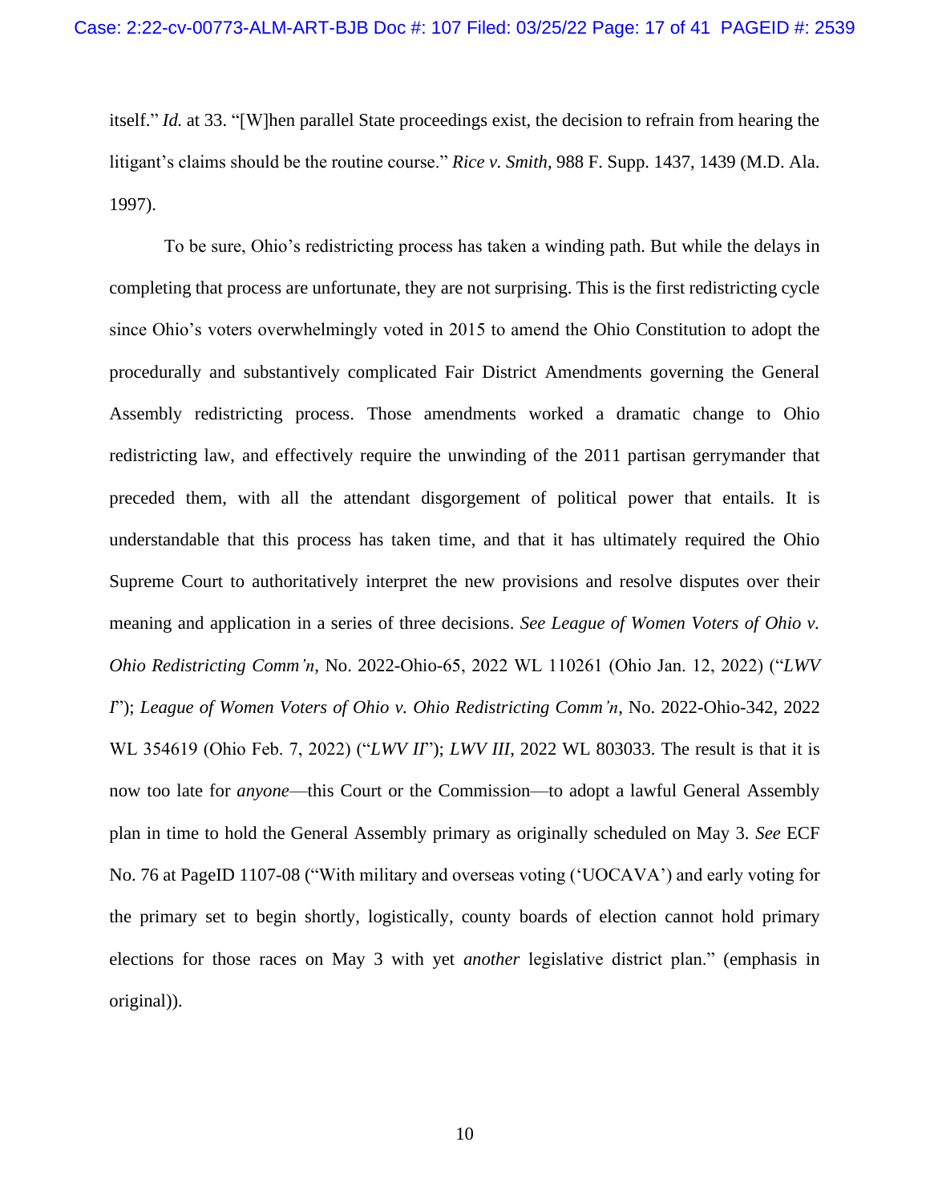itself." *Id.* at 33. "[W]hen parallel State proceedings exist, the decision to refrain from hearing the litigant's claims should be the routine course." *Rice v. Smith*, 988 F. Supp. 1437, 1439 (M.D. Ala. 1997).

To be sure, Ohio's redistricting process has taken a winding path. But while the delays in completing that process are unfortunate, they are not surprising. This is the first redistricting cycle since Ohio's voters overwhelmingly voted in 2015 to amend the Ohio Constitution to adopt the procedurally and substantively complicated Fair District Amendments governing the General Assembly redistricting process. Those amendments worked a dramatic change to Ohio redistricting law, and effectively require the unwinding of the 2011 partisan gerrymander that preceded them, with all the attendant disgorgement of political power that entails. It is understandable that this process has taken time, and that it has ultimately required the Ohio Supreme Court to authoritatively interpret the new provisions and resolve disputes over their meaning and application in a series of three decisions. *See League of Women Voters of Ohio v. Ohio Redistricting Comm'n*, No. 2022-Ohio-65, 2022 WL 110261 (Ohio Jan. 12, 2022) ("*LWV I*"); *League of Women Voters of Ohio v. Ohio Redistricting Comm'n*, No. 2022-Ohio-342, 2022 WL 354619 (Ohio Feb. 7, 2022) ("*LWV II*"); *LWV III*, 2022 WL 803033. The result is that it is now too late for *anyone*—this Court or the Commission—to adopt a lawful General Assembly plan in time to hold the General Assembly primary as originally scheduled on May 3. *See* ECF No. 76 at PageID 1107-08 ("With military and overseas voting ('UOCAVA') and early voting for the primary set to begin shortly, logistically, county boards of election cannot hold primary elections for those races on May 3 with yet *another* legislative district plan." (emphasis in original)).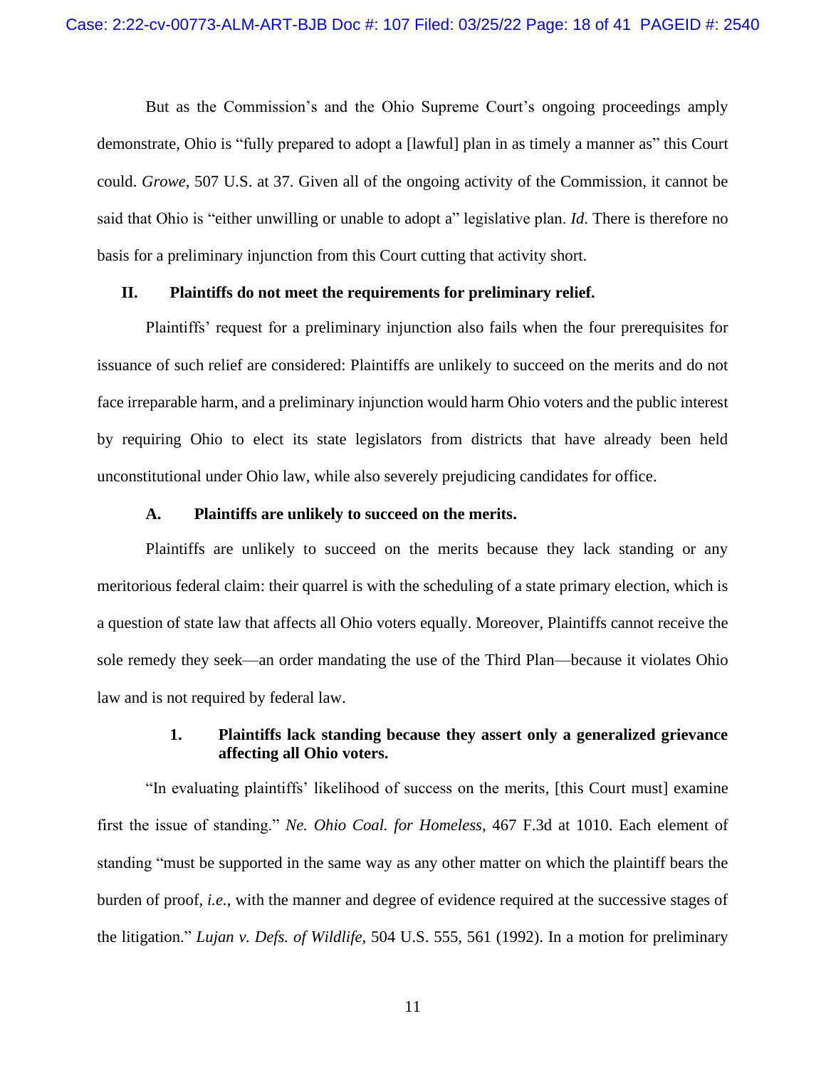But as the Commission's and the Ohio Supreme Court's ongoing proceedings amply demonstrate, Ohio is "fully prepared to adopt a [lawful] plan in as timely a manner as" this Court could. *Growe*, 507 U.S. at 37. Given all of the ongoing activity of the Commission, it cannot be said that Ohio is "either unwilling or unable to adopt a" legislative plan. *Id*. There is therefore no basis for a preliminary injunction from this Court cutting that activity short.

## II. Plaintiffs do not meet the requirements for preliminary relief.

Plaintiffs' request for a preliminary injunction also fails when the four prerequisites for issuance of such relief are considered: Plaintiffs are unlikely to succeed on the merits and do not face irreparable harm, and a preliminary injunction would harm Ohio voters and the public interest by requiring Ohio to elect its state legislators from districts that have already been held unconstitutional under Ohio law, while also severely prejudicing candidates for office.

### A. Plaintiffs are unlikely to succeed on the merits.

Plaintiffs are unlikely to succeed on the merits because they lack standing or any meritorious federal claim: their quarrel is with the scheduling of a state primary election, which is a question of state law that affects all Ohio voters equally. Moreover, Plaintiffs cannot receive the sole remedy they seek—an order mandating the use of the Third Plan—because it violates Ohio law and is not required by federal law.

#### 1. Plaintiffs lack standing because they assert only a generalized grievance affecting all Ohio voters.

"In evaluating plaintiffs' likelihood of success on the merits, [this Court must] examine first the issue of standing." *Ne. Ohio Coal. for Homeless*, 467 F.3d at 1010. Each element of standing "must be supported in the same way as any other matter on which the plaintiff bears the burden of proof, *i.e.*, with the manner and degree of evidence required at the successive stages of the litigation." *Lujan v. Defs. of Wildlife*, 504 U.S. 555, 561 (1992). In a motion for preliminary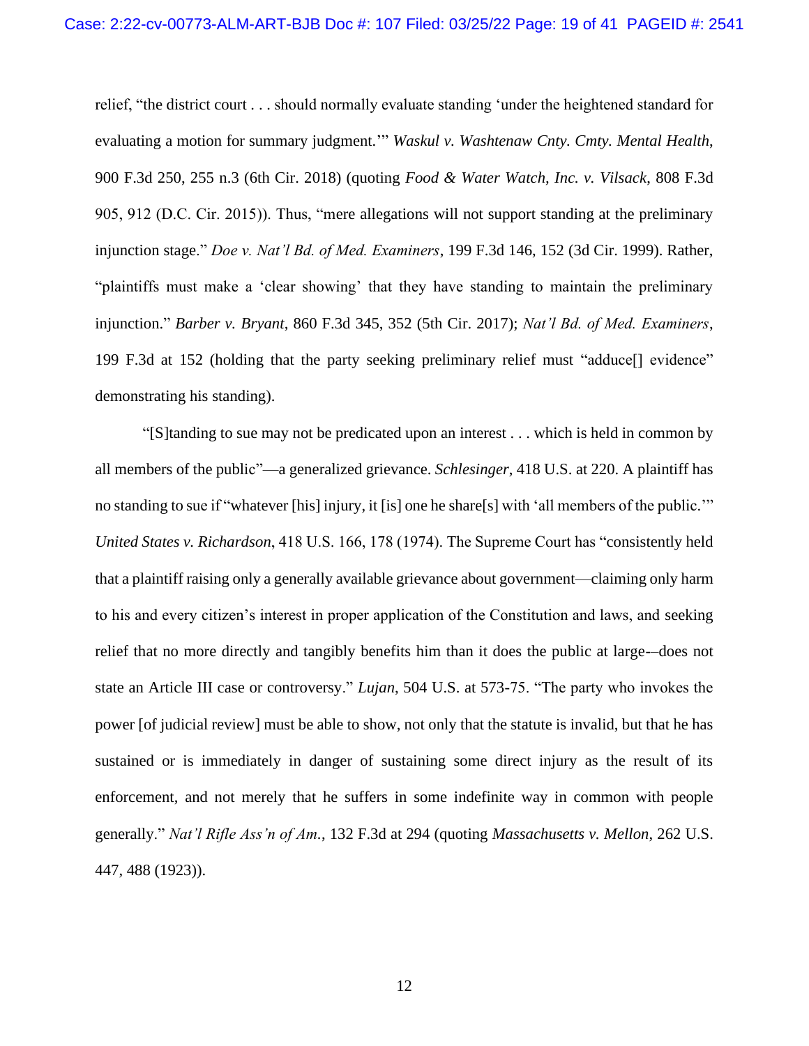relief, "the district court . . . should normally evaluate standing 'under the heightened standard for evaluating a motion for summary judgment.'" *Waskul v. Washtenaw Cnty. Cmty. Mental Health*, 900 F.3d 250, 255 n.3 (6th Cir. 2018) (quoting *Food & Water Watch, Inc. v. Vilsack*, 808 F.3d 905, 912 (D.C. Cir. 2015)). Thus, "mere allegations will not support standing at the preliminary injunction stage." *Doe v. Nat'l Bd. of Med. Examiners*, 199 F.3d 146, 152 (3d Cir. 1999). Rather, "plaintiffs must make a 'clear showing' that they have standing to maintain the preliminary injunction." *Barber v. Bryant*, 860 F.3d 345, 352 (5th Cir. 2017); *Nat'l Bd. of Med. Examiners*, 199 F.3d at 152 (holding that the party seeking preliminary relief must "adduce[] evidence" demonstrating his standing).

"[S]tanding to sue may not be predicated upon an interest . . . which is held in common by all members of the public"—a generalized grievance. *Schlesinger*, 418 U.S. at 220. A plaintiff has no standing to sue if "whatever [his] injury, it [is] one he share[s] with 'all members of the public.'" *United States v. Richardson*, 418 U.S. 166, 178 (1974). The Supreme Court has "consistently held that a plaintiff raising only a generally available grievance about government—claiming only harm to his and every citizen's interest in proper application of the Constitution and laws, and seeking relief that no more directly and tangibly benefits him than it does the public at large-–does not state an Article III case or controversy." *Lujan*, 504 U.S. at 573-75. "The party who invokes the power [of judicial review] must be able to show, not only that the statute is invalid, but that he has sustained or is immediately in danger of sustaining some direct injury as the result of its enforcement, and not merely that he suffers in some indefinite way in common with people generally." *Nat'l Rifle Ass'n of Am.*, 132 F.3d at 294 (quoting *Massachusetts v. Mellon*, 262 U.S. 447, 488 (1923)).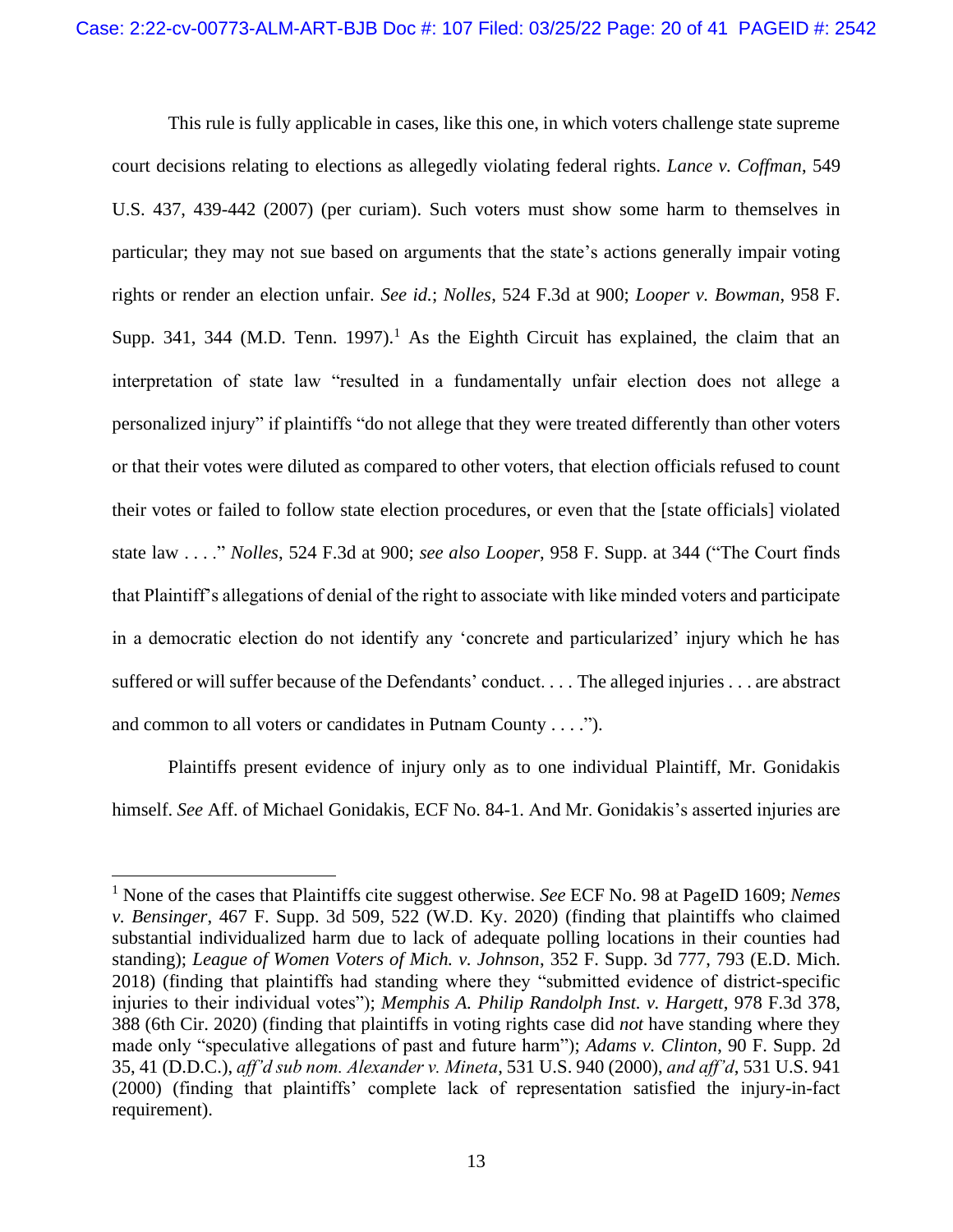This rule is fully applicable in cases, like this one, in which voters challenge state supreme court decisions relating to elections as allegedly violating federal rights. *Lance v. Coffman*, 549 U.S. 437, 439-442 (2007) (per curiam). Such voters must show some harm to themselves in particular; they may not sue based on arguments that the state's actions generally impair voting rights or render an election unfair. *See id.*; *Nolles*, 524 F.3d at 900; *Looper v. Bowman*, 958 F. Supp. 341, 344 (M.D. Tenn. 1997).[1] As the Eighth Circuit has explained, the claim that an interpretation of state law "resulted in a fundamentally unfair election does not allege a personalized injury" if plaintiffs "do not allege that they were treated differently than other voters or that their votes were diluted as compared to other voters, that election officials refused to count their votes or failed to follow state election procedures, or even that the [state officials] violated state law . . . ." *Nolles*, 524 F.3d at 900; *see also Looper*, 958 F. Supp. at 344 ("The Court finds that Plaintiff's allegations of denial of the right to associate with like minded voters and participate in a democratic election do not identify any 'concrete and particularized' injury which he has suffered or will suffer because of the Defendants' conduct. . . . The alleged injuries . . . are abstract and common to all voters or candidates in Putnam County . . . .").

Plaintiffs present evidence of injury only as to one individual Plaintiff, Mr. Gonidakis himself. *See* Aff. of Michael Gonidakis, ECF No. 84-1. And Mr. Gonidakis's asserted injuries are

---

[1] None of the cases that Plaintiffs cite suggest otherwise. *See* ECF No. 98 at PageID 1609; *Nemes v. Bensinger*, 467 F. Supp. 3d 509, 522 (W.D. Ky. 2020) (finding that plaintiffs who claimed substantial individualized harm due to lack of adequate polling locations in their counties had standing); *League of Women Voters of Mich. v. Johnson*, 352 F. Supp. 3d 777, 793 (E.D. Mich. 2018) (finding that plaintiffs had standing where they "submitted evidence of district-specific injuries to their individual votes"); *Memphis A. Philip Randolph Inst. v. Hargett*, 978 F.3d 378, 388 (6th Cir. 2020) (finding that plaintiffs in voting rights case did *not* have standing where they made only "speculative allegations of past and future harm"); *Adams v. Clinton*, 90 F. Supp. 2d 35, 41 (D.D.C.), *aff'd sub nom. Alexander v. Mineta*, 531 U.S. 940 (2000), *and aff'd*, 531 U.S. 941 (2000) (finding that plaintiffs' complete lack of representation satisfied the injury-in-fact requirement).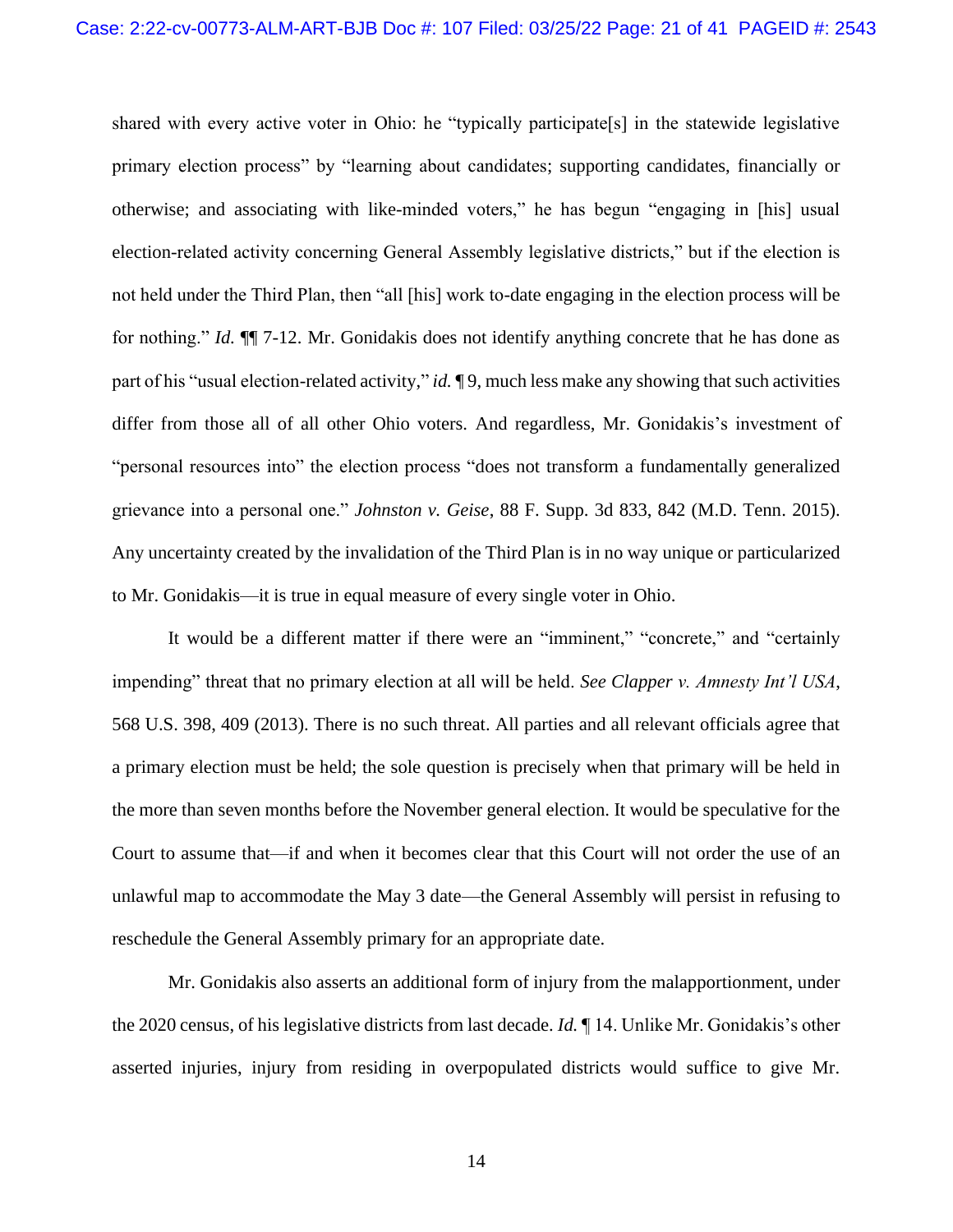shared with every active voter in Ohio: he "typically participate[s] in the statewide legislative primary election process" by "learning about candidates; supporting candidates, financially or otherwise; and associating with like-minded voters," he has begun "engaging in [his] usual election-related activity concerning General Assembly legislative districts," but if the election is not held under the Third Plan, then "all [his] work to-date engaging in the election process will be for nothing." *Id.* ¶¶ 7-12. Mr. Gonidakis does not identify anything concrete that he has done as part of his "usual election-related activity," *id.* ¶ 9, much less make any showing that such activities differ from those all of all other Ohio voters. And regardless, Mr. Gonidakis's investment of "personal resources into" the election process "does not transform a fundamentally generalized grievance into a personal one." *Johnston v. Geise*, 88 F. Supp. 3d 833, 842 (M.D. Tenn. 2015). Any uncertainty created by the invalidation of the Third Plan is in no way unique or particularized to Mr. Gonidakis—it is true in equal measure of every single voter in Ohio.

It would be a different matter if there were an "imminent," "concrete," and "certainly impending" threat that no primary election at all will be held. *See Clapper v. Amnesty Int'l USA*, 568 U.S. 398, 409 (2013). There is no such threat. All parties and all relevant officials agree that a primary election must be held; the sole question is precisely when that primary will be held in the more than seven months before the November general election. It would be speculative for the Court to assume that—if and when it becomes clear that this Court will not order the use of an unlawful map to accommodate the May 3 date—the General Assembly will persist in refusing to reschedule the General Assembly primary for an appropriate date.

Mr. Gonidakis also asserts an additional form of injury from the malapportionment, under the 2020 census, of his legislative districts from last decade. *Id.* ¶ 14. Unlike Mr. Gonidakis's other asserted injuries, injury from residing in overpopulated districts would suffice to give Mr.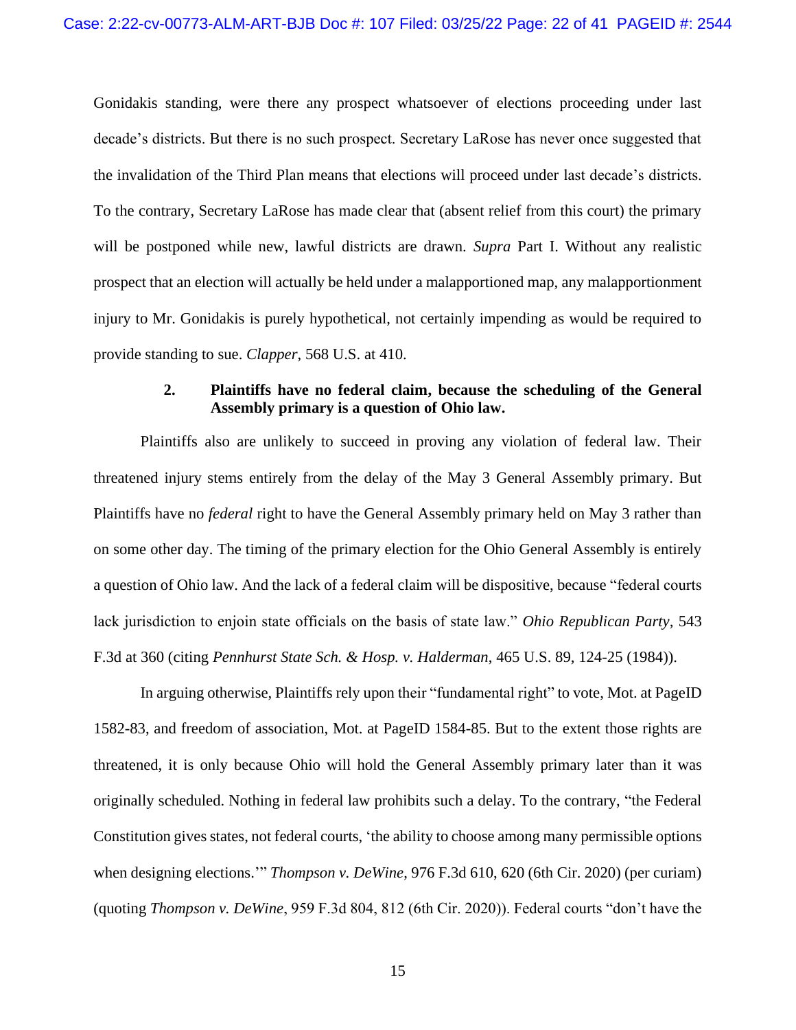Gonidakis standing, were there any prospect whatsoever of elections proceeding under last decade's districts. But there is no such prospect. Secretary LaRose has never once suggested that the invalidation of the Third Plan means that elections will proceed under last decade's districts. To the contrary, Secretary LaRose has made clear that (absent relief from this court) the primary will be postponed while new, lawful districts are drawn. *Supra* Part I. Without any realistic prospect that an election will actually be held under a malapportioned map, any malapportionment injury to Mr. Gonidakis is purely hypothetical, not certainly impending as would be required to provide standing to sue. *Clapper*, 568 U.S. at 410.

**2. Plaintiffs have no federal claim, because the scheduling of the General Assembly primary is a question of Ohio law.**

Plaintiffs also are unlikely to succeed in proving any violation of federal law. Their threatened injury stems entirely from the delay of the May 3 General Assembly primary. But Plaintiffs have no *federal* right to have the General Assembly primary held on May 3 rather than on some other day. The timing of the primary election for the Ohio General Assembly is entirely a question of Ohio law. And the lack of a federal claim will be dispositive, because "federal courts lack jurisdiction to enjoin state officials on the basis of state law." *Ohio Republican Party*, 543 F.3d at 360 (citing *Pennhurst State Sch. & Hosp. v. Halderman*, 465 U.S. 89, 124-25 (1984)).

In arguing otherwise, Plaintiffs rely upon their "fundamental right" to vote, Mot. at PageID 1582-83, and freedom of association, Mot. at PageID 1584-85. But to the extent those rights are threatened, it is only because Ohio will hold the General Assembly primary later than it was originally scheduled. Nothing in federal law prohibits such a delay. To the contrary, "the Federal Constitution gives states, not federal courts, 'the ability to choose among many permissible options when designing elections.'" *Thompson v. DeWine*, 976 F.3d 610, 620 (6th Cir. 2020) (per curiam) (quoting *Thompson v. DeWine*, 959 F.3d 804, 812 (6th Cir. 2020)). Federal courts "don't have the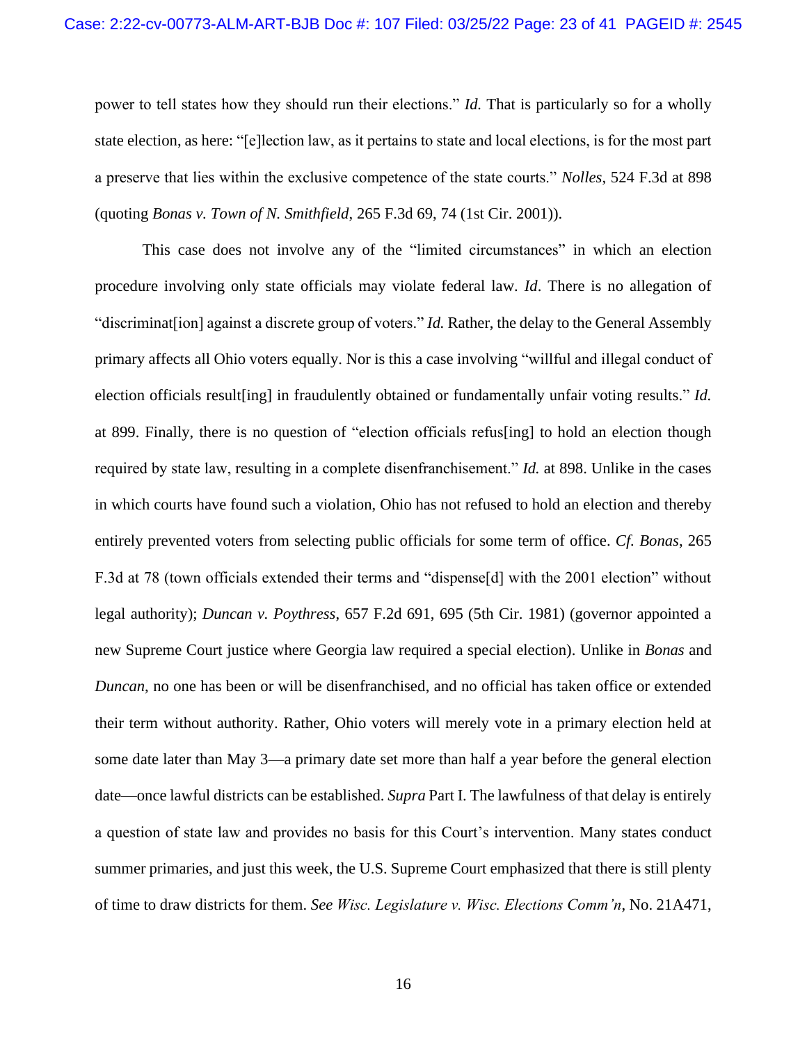power to tell states how they should run their elections." *Id.* That is particularly so for a wholly state election, as here: "[e]lection law, as it pertains to state and local elections, is for the most part a preserve that lies within the exclusive competence of the state courts." *Nolles*, 524 F.3d at 898 (quoting *Bonas v. Town of N. Smithfield*, 265 F.3d 69, 74 (1st Cir. 2001)).

This case does not involve any of the "limited circumstances" in which an election procedure involving only state officials may violate federal law. *Id*. There is no allegation of "discriminat[ion] against a discrete group of voters." *Id.* Rather, the delay to the General Assembly primary affects all Ohio voters equally. Nor is this a case involving "willful and illegal conduct of election officials result[ing] in fraudulently obtained or fundamentally unfair voting results." *Id.* at 899. Finally, there is no question of "election officials refus[ing] to hold an election though required by state law, resulting in a complete disenfranchisement." *Id.* at 898. Unlike in the cases in which courts have found such a violation, Ohio has not refused to hold an election and thereby entirely prevented voters from selecting public officials for some term of office. *Cf. Bonas*, 265 F.3d at 78 (town officials extended their terms and "dispense[d] with the 2001 election" without legal authority); *Duncan v. Poythress*, 657 F.2d 691, 695 (5th Cir. 1981) (governor appointed a new Supreme Court justice where Georgia law required a special election). Unlike in *Bonas* and *Duncan*, no one has been or will be disenfranchised, and no official has taken office or extended their term without authority. Rather, Ohio voters will merely vote in a primary election held at some date later than May 3—a primary date set more than half a year before the general election date—once lawful districts can be established. *Supra* Part I. The lawfulness of that delay is entirely a question of state law and provides no basis for this Court's intervention. Many states conduct summer primaries, and just this week, the U.S. Supreme Court emphasized that there is still plenty of time to draw districts for them. *See Wisc. Legislature v. Wisc. Elections Comm'n*, No. 21A471,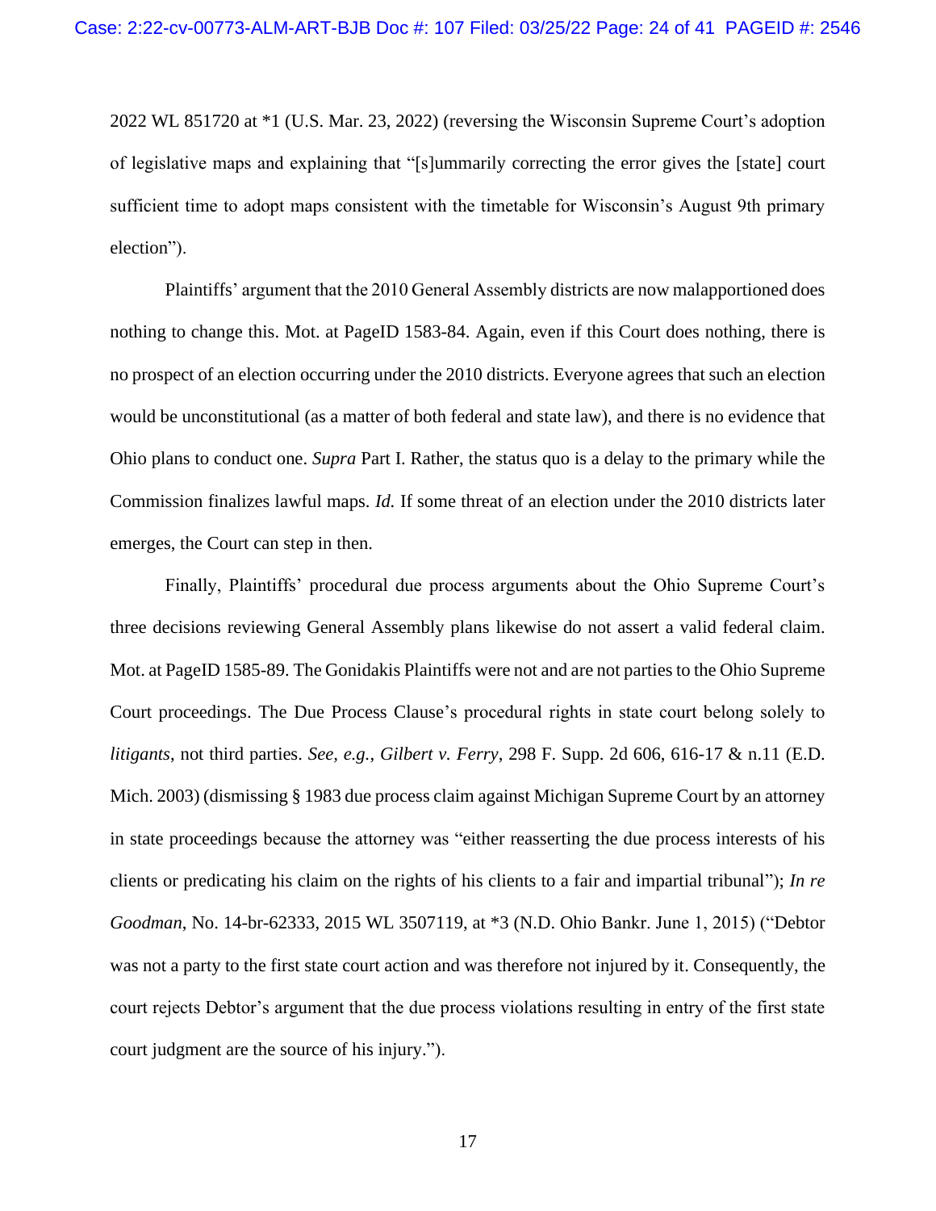2022 WL 851720 at *1 (U.S. Mar. 23, 2022) (reversing the Wisconsin Supreme Court's adoption of legislative maps and explaining that "[s]ummarily correcting the error gives the [state] court sufficient time to adopt maps consistent with the timetable for Wisconsin's August 9th primary election").

Plaintiffs' argument that the 2010 General Assembly districts are now malapportioned does nothing to change this. Mot. at PageID 1583-84. Again, even if this Court does nothing, there is no prospect of an election occurring under the 2010 districts. Everyone agrees that such an election would be unconstitutional (as a matter of both federal and state law), and there is no evidence that Ohio plans to conduct one. *Supra* Part I. Rather, the status quo is a delay to the primary while the Commission finalizes lawful maps. *Id.* If some threat of an election under the 2010 districts later emerges, the Court can step in then.

Finally, Plaintiffs' procedural due process arguments about the Ohio Supreme Court's three decisions reviewing General Assembly plans likewise do not assert a valid federal claim. Mot. at PageID 1585-89. The Gonidakis Plaintiffs were not and are not parties to the Ohio Supreme Court proceedings. The Due Process Clause's procedural rights in state court belong solely to *litigants*, not third parties. *See, e.g.*, *Gilbert v. Ferry*, 298 F. Supp. 2d 606, 616-17 & n.11 (E.D. Mich. 2003) (dismissing § 1983 due process claim against Michigan Supreme Court by an attorney in state proceedings because the attorney was "either reasserting the due process interests of his clients or predicating his claim on the rights of his clients to a fair and impartial tribunal"); *In re Goodman*, No. 14-br-62333, 2015 WL 3507119, at *3 (N.D. Ohio Bankr. June 1, 2015) ("Debtor was not a party to the first state court action and was therefore not injured by it. Consequently, the court rejects Debtor's argument that the due process violations resulting in entry of the first state court judgment are the source of his injury.").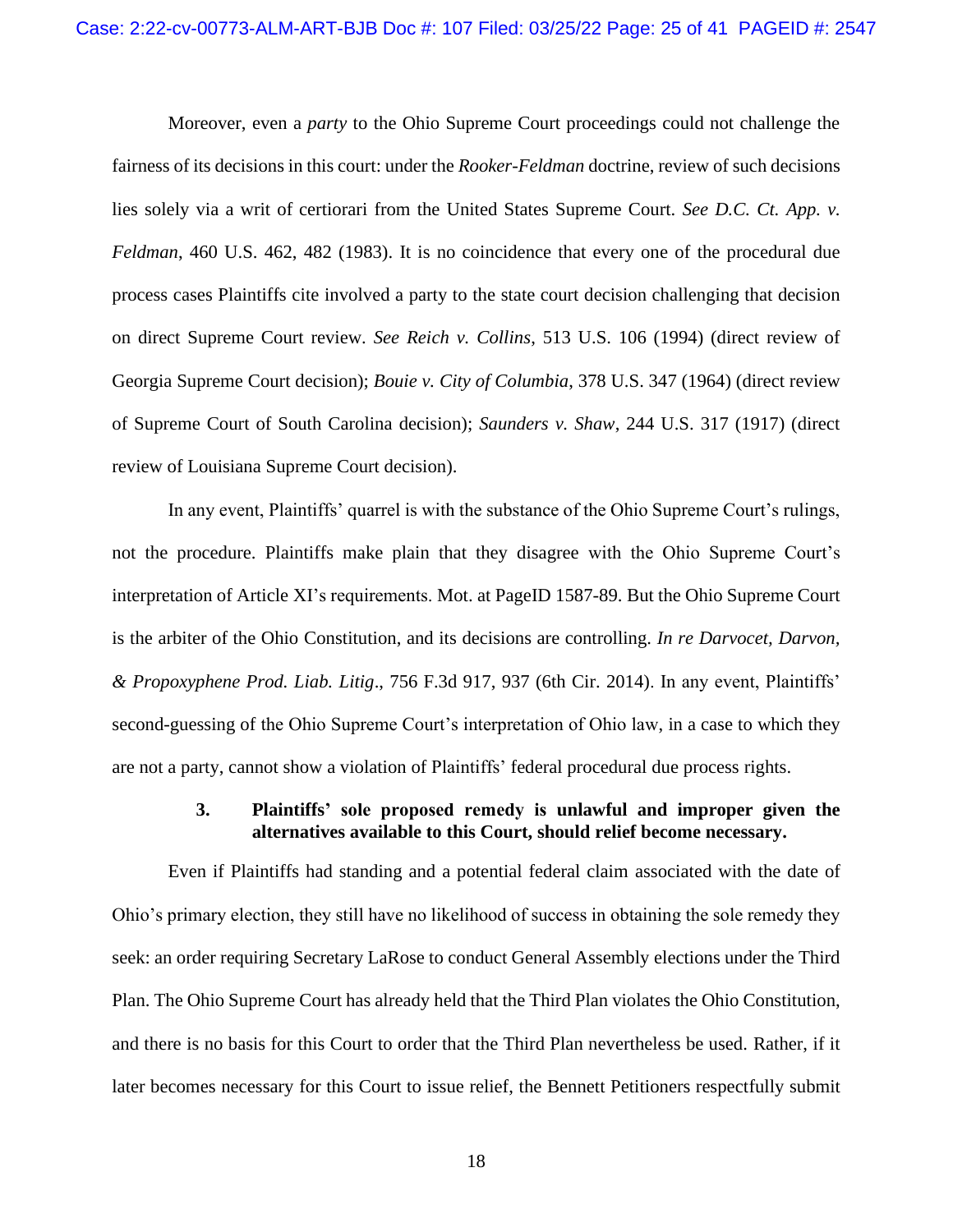Moreover, even a *party* to the Ohio Supreme Court proceedings could not challenge the fairness of its decisions in this court: under the *Rooker-Feldman* doctrine, review of such decisions lies solely via a writ of certiorari from the United States Supreme Court. *See D.C. Ct. App. v. Feldman*, 460 U.S. 462, 482 (1983). It is no coincidence that every one of the procedural due process cases Plaintiffs cite involved a party to the state court decision challenging that decision on direct Supreme Court review. *See Reich v. Collins*, 513 U.S. 106 (1994) (direct review of Georgia Supreme Court decision); *Bouie v. City of Columbia*, 378 U.S. 347 (1964) (direct review of Supreme Court of South Carolina decision); *Saunders v. Shaw*, 244 U.S. 317 (1917) (direct review of Louisiana Supreme Court decision).

In any event, Plaintiffs' quarrel is with the substance of the Ohio Supreme Court's rulings, not the procedure. Plaintiffs make plain that they disagree with the Ohio Supreme Court's interpretation of Article XI's requirements. Mot. at PageID 1587-89. But the Ohio Supreme Court is the arbiter of the Ohio Constitution, and its decisions are controlling. *In re Darvocet, Darvon, & Propoxyphene Prod. Liab. Litig*., 756 F.3d 917, 937 (6th Cir. 2014). In any event, Plaintiffs' second-guessing of the Ohio Supreme Court's interpretation of Ohio law, in a case to which they are not a party, cannot show a violation of Plaintiffs' federal procedural due process rights.

### 3. Plaintiffs' sole proposed remedy is unlawful and improper given the alternatives available to this Court, should relief become necessary.

Even if Plaintiffs had standing and a potential federal claim associated with the date of Ohio's primary election, they still have no likelihood of success in obtaining the sole remedy they seek: an order requiring Secretary LaRose to conduct General Assembly elections under the Third Plan. The Ohio Supreme Court has already held that the Third Plan violates the Ohio Constitution, and there is no basis for this Court to order that the Third Plan nevertheless be used. Rather, if it later becomes necessary for this Court to issue relief, the Bennett Petitioners respectfully submit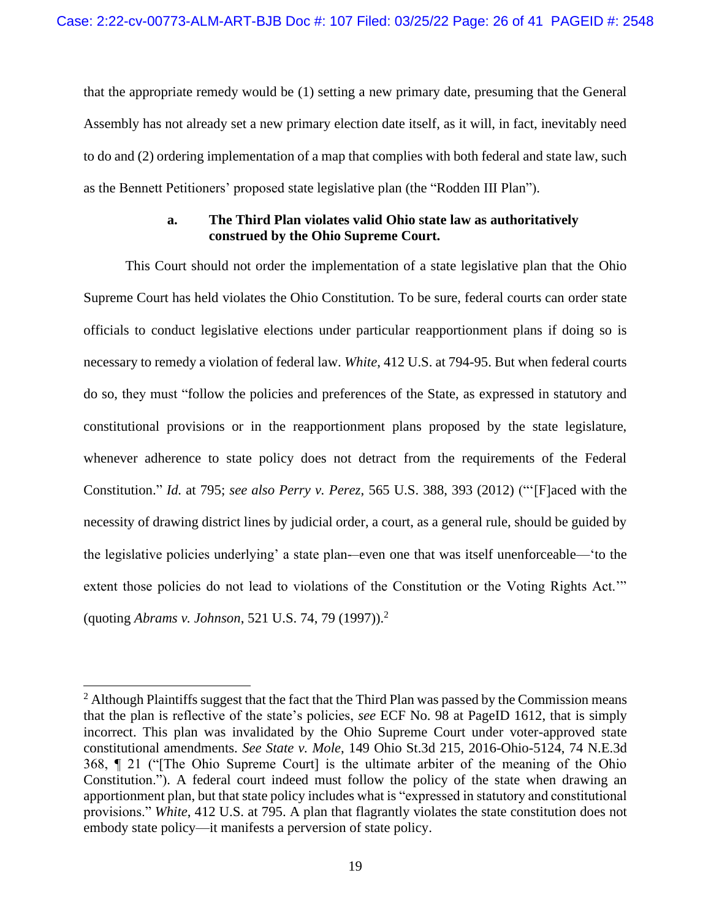that the appropriate remedy would be (1) setting a new primary date, presuming that the General Assembly has not already set a new primary election date itself, as it will, in fact, inevitably need to do and (2) ordering implementation of a map that complies with both federal and state law, such as the Bennett Petitioners' proposed state legislative plan (the "Rodden III Plan").

### a. The Third Plan violates valid Ohio state law as authoritatively construed by the Ohio Supreme Court.

This Court should not order the implementation of a state legislative plan that the Ohio Supreme Court has held violates the Ohio Constitution. To be sure, federal courts can order state officials to conduct legislative elections under particular reapportionment plans if doing so is necessary to remedy a violation of federal law. *White*, 412 U.S. at 794-95. But when federal courts do so, they must "follow the policies and preferences of the State, as expressed in statutory and constitutional provisions or in the reapportionment plans proposed by the state legislature, whenever adherence to state policy does not detract from the requirements of the Federal Constitution." *Id.* at 795; *see also Perry v. Perez*, 565 U.S. 388, 393 (2012) ("'[F]aced with the necessity of drawing district lines by judicial order, a court, as a general rule, should be guided by the legislative policies underlying' a state plan—even one that was itself unenforceable—'to the extent those policies do not lead to violations of the Constitution or the Voting Rights Act.'" (quoting *Abrams v. Johnson*, 521 U.S. 74, 79 (1997)).[2]

---

[2] Although Plaintiffs suggest that the fact that the Third Plan was passed by the Commission means that the plan is reflective of the state's policies, *see* ECF No. 98 at PageID 1612, that is simply incorrect. This plan was invalidated by the Ohio Supreme Court under voter-approved state constitutional amendments. *See State v. Mole*, 149 Ohio St.3d 215, 2016-Ohio-5124, 74 N.E.3d 368, ¶ 21 ("[The Ohio Supreme Court] is the ultimate arbiter of the meaning of the Ohio Constitution."). A federal court indeed must follow the policy of the state when drawing an apportionment plan, but that state policy includes what is "expressed in statutory and constitutional provisions." *White*, 412 U.S. at 795. A plan that flagrantly violates the state constitution does not embody state policy—it manifests a perversion of state policy.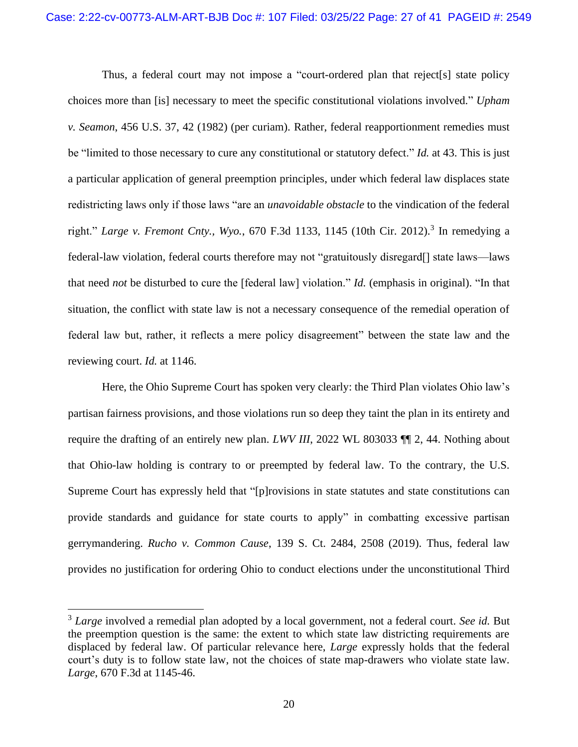Thus, a federal court may not impose a "court-ordered plan that reject[s] state policy choices more than [is] necessary to meet the specific constitutional violations involved." *Upham v. Seamon*, 456 U.S. 37, 42 (1982) (per curiam). Rather, federal reapportionment remedies must be "limited to those necessary to cure any constitutional or statutory defect." *Id.* at 43. This is just a particular application of general preemption principles, under which federal law displaces state redistricting laws only if those laws "are an *unavoidable obstacle* to the vindication of the federal right." *Large v. Fremont Cnty., Wyo.*, 670 F.3d 1133, 1145 (10th Cir. 2012).[3] In remedying a federal-law violation, federal courts therefore may not "gratuitously disregard[] state laws—laws that need *not* be disturbed to cure the [federal law] violation." *Id.* (emphasis in original). "In that situation, the conflict with state law is not a necessary consequence of the remedial operation of federal law but, rather, it reflects a mere policy disagreement" between the state law and the reviewing court. *Id.* at 1146.

Here, the Ohio Supreme Court has spoken very clearly: the Third Plan violates Ohio law's partisan fairness provisions, and those violations run so deep they taint the plan in its entirety and require the drafting of an entirely new plan. *LWV III*, 2022 WL 803033 ¶¶ 2, 44. Nothing about that Ohio-law holding is contrary to or preempted by federal law. To the contrary, the U.S. Supreme Court has expressly held that "[p]rovisions in state statutes and state constitutions can provide standards and guidance for state courts to apply" in combatting excessive partisan gerrymandering. *Rucho v. Common Cause*, 139 S. Ct. 2484, 2508 (2019). Thus, federal law provides no justification for ordering Ohio to conduct elections under the unconstitutional Third

[3] *Large* involved a remedial plan adopted by a local government, not a federal court. *See id.* But the preemption question is the same: the extent to which state law districting requirements are displaced by federal law. Of particular relevance here, *Large* expressly holds that the federal court's duty is to follow state law, not the choices of state map-drawers who violate state law. *Large*, 670 F.3d at 1145-46.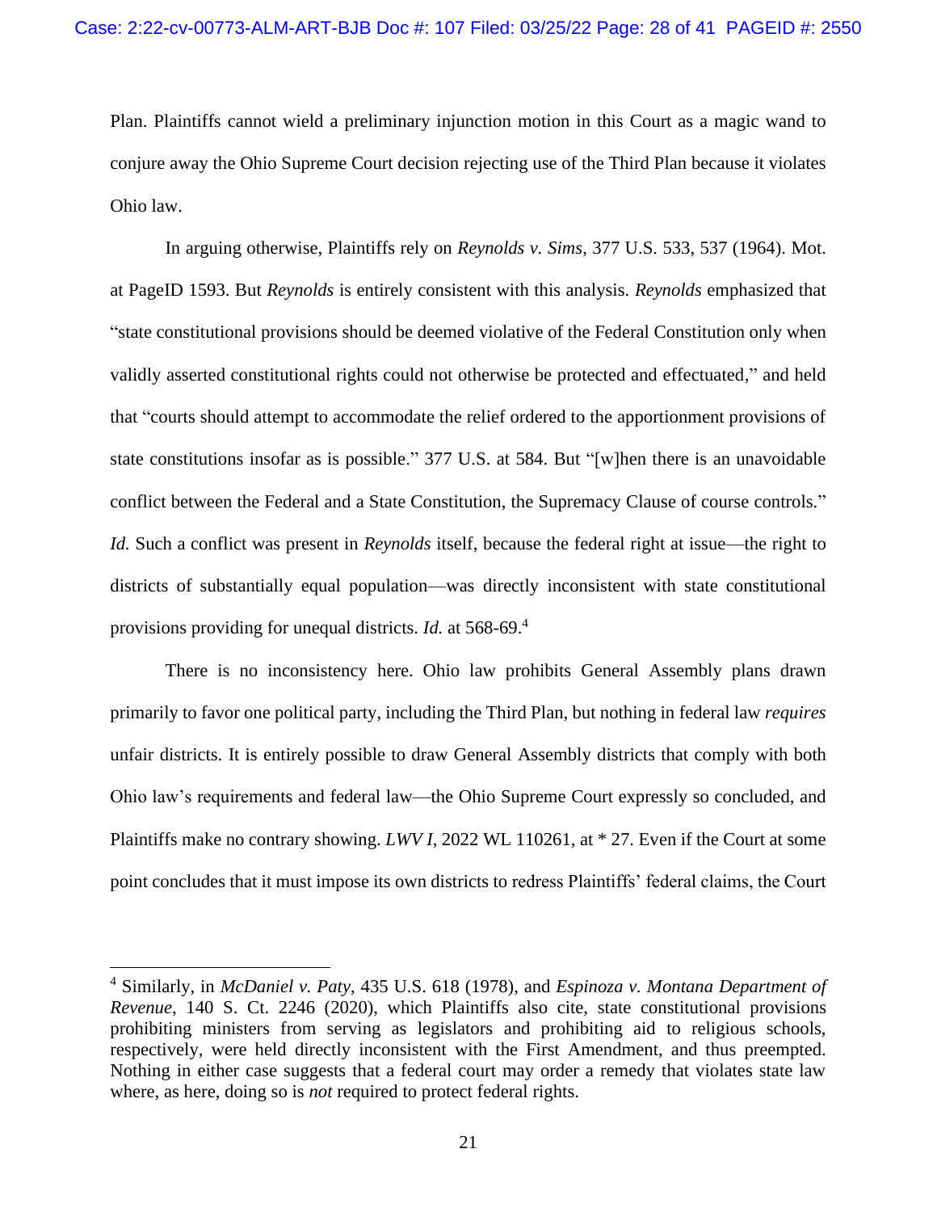Plan. Plaintiffs cannot wield a preliminary injunction motion in this Court as a magic wand to conjure away the Ohio Supreme Court decision rejecting use of the Third Plan because it violates Ohio law.

In arguing otherwise, Plaintiffs rely on *Reynolds v. Sims*, 377 U.S. 533, 537 (1964). Mot. at PageID 1593. But *Reynolds* is entirely consistent with this analysis. *Reynolds* emphasized that "state constitutional provisions should be deemed violative of the Federal Constitution only when validly asserted constitutional rights could not otherwise be protected and effectuated," and held that "courts should attempt to accommodate the relief ordered to the apportionment provisions of state constitutions insofar as is possible." 377 U.S. at 584. But "[w]hen there is an unavoidable conflict between the Federal and a State Constitution, the Supremacy Clause of course controls." *Id.* Such a conflict was present in *Reynolds* itself, because the federal right at issue—the right to districts of substantially equal population—was directly inconsistent with state constitutional provisions providing for unequal districts. *Id.* at 568-69.[4]

There is no inconsistency here. Ohio law prohibits General Assembly plans drawn primarily to favor one political party, including the Third Plan, but nothing in federal law *requires* unfair districts. It is entirely possible to draw General Assembly districts that comply with both Ohio law's requirements and federal law—the Ohio Supreme Court expressly so concluded, and Plaintiffs make no contrary showing. *LWV I*, 2022 WL 110261, at * 27. Even if the Court at some point concludes that it must impose its own districts to redress Plaintiffs' federal claims, the Court

[4] Similarly, in *McDaniel v. Paty*, 435 U.S. 618 (1978), and *Espinoza v. Montana Department of Revenue*, 140 S. Ct. 2246 (2020), which Plaintiffs also cite, state constitutional provisions prohibiting ministers from serving as legislators and prohibiting aid to religious schools, respectively, were held directly inconsistent with the First Amendment, and thus preempted. Nothing in either case suggests that a federal court may order a remedy that violates state law where, as here, doing so is *not* required to protect federal rights.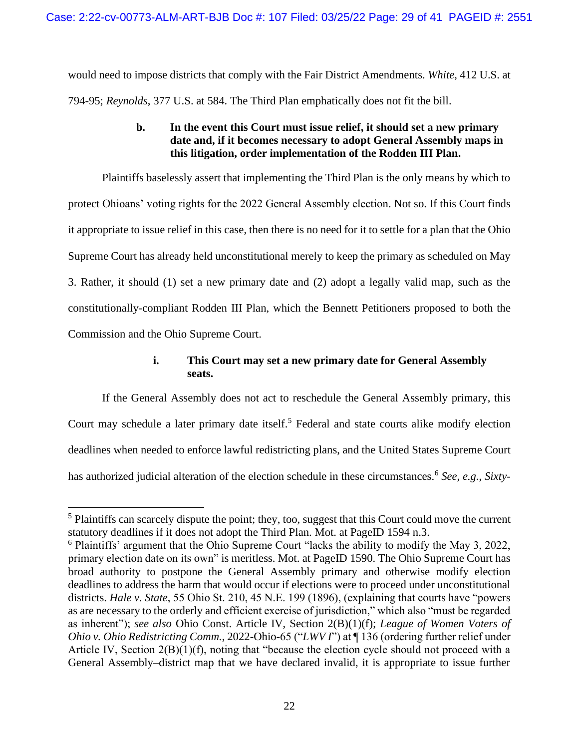would need to impose districts that comply with the Fair District Amendments. *White*, 412 U.S. at 794-95; *Reynolds*, 377 U.S. at 584. The Third Plan emphatically does not fit the bill.

**b. In the event this Court must issue relief, it should set a new primary date and, if it becomes necessary to adopt General Assembly maps in this litigation, order implementation of the Rodden III Plan.**

Plaintiffs baselessly assert that implementing the Third Plan is the only means by which to protect Ohioans' voting rights for the 2022 General Assembly election. Not so. If this Court finds it appropriate to issue relief in this case, then there is no need for it to settle for a plan that the Ohio Supreme Court has already held unconstitutional merely to keep the primary as scheduled on May 3. Rather, it should (1) set a new primary date and (2) adopt a legally valid map, such as the constitutionally-compliant Rodden III Plan, which the Bennett Petitioners proposed to both the Commission and the Ohio Supreme Court.

**i. This Court may set a new primary date for General Assembly seats.**

If the General Assembly does not act to reschedule the General Assembly primary, this Court may schedule a later primary date itself.[5] Federal and state courts alike modify election deadlines when needed to enforce lawful redistricting plans, and the United States Supreme Court has authorized judicial alteration of the election schedule in these circumstances.[6] *See, e.g.*, *Sixty-*

[5] Plaintiffs can scarcely dispute the point; they, too, suggest that this Court could move the current statutory deadlines if it does not adopt the Third Plan. Mot. at PageID 1594 n.3.

[6] Plaintiffs' argument that the Ohio Supreme Court "lacks the ability to modify the May 3, 2022, primary election date on its own" is meritless. Mot. at PageID 1590. The Ohio Supreme Court has broad authority to postpone the General Assembly primary and otherwise modify election deadlines to address the harm that would occur if elections were to proceed under unconstitutional districts. *Hale v. State*, 55 Ohio St. 210, 45 N.E. 199 (1896), (explaining that courts have "powers as are necessary to the orderly and efficient exercise of jurisdiction," which also "must be regarded as inherent"); *see also* Ohio Const. Article IV, Section 2(B)(1)(f); *League of Women Voters of Ohio v. Ohio Redistricting Comm.*, 2022-Ohio-65 ("*LWV I*") at ¶ 136 (ordering further relief under Article IV, Section 2(B)(1)(f), noting that "because the election cycle should not proceed with a General Assembly–district map that we have declared invalid, it is appropriate to issue further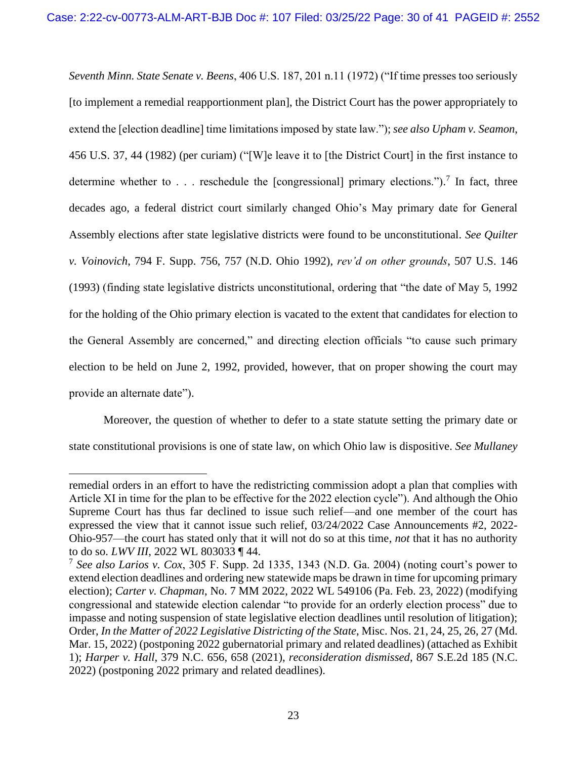*Seventh Minn. State Senate v. Beens*, 406 U.S. 187, 201 n.11 (1972) ("If time presses too seriously [to implement a remedial reapportionment plan], the District Court has the power appropriately to extend the [election deadline] time limitations imposed by state law."); *see also Upham v. Seamon*, 456 U.S. 37, 44 (1982) (per curiam) ("[W]e leave it to [the District Court] in the first instance to determine whether to . . . reschedule the [congressional] primary elections.").[7] In fact, three decades ago, a federal district court similarly changed Ohio's May primary date for General Assembly elections after state legislative districts were found to be unconstitutional. *See Quilter v. Voinovich*, 794 F. Supp. 756, 757 (N.D. Ohio 1992), *rev'd on other grounds*, 507 U.S. 146 (1993) (finding state legislative districts unconstitutional, ordering that "the date of May 5, 1992 for the holding of the Ohio primary election is vacated to the extent that candidates for election to the General Assembly are concerned," and directing election officials "to cause such primary election to be held on June 2, 1992, provided, however, that on proper showing the court may provide an alternate date").

Moreover, the question of whether to defer to a state statute setting the primary date or state constitutional provisions is one of state law, on which Ohio law is dispositive. *See Mullaney*

---

remedial orders in an effort to have the redistricting commission adopt a plan that complies with Article XI in time for the plan to be effective for the 2022 election cycle"). And although the Ohio Supreme Court has thus far declined to issue such relief—and one member of the court has expressed the view that it cannot issue such relief, 03/24/2022 Case Announcements #2, 2022-Ohio-957—the court has stated only that it will not do so at this time, *not* that it has no authority to do so. *LWV III*, 2022 WL 803033 ¶ 44.

[7] *See also Larios v. Cox*, 305 F. Supp. 2d 1335, 1343 (N.D. Ga. 2004) (noting court's power to extend election deadlines and ordering new statewide maps be drawn in time for upcoming primary election); *Carter v. Chapman*, No. 7 MM 2022, 2022 WL 549106 (Pa. Feb. 23, 2022) (modifying congressional and statewide election calendar "to provide for an orderly election process" due to impasse and noting suspension of state legislative election deadlines until resolution of litigation); Order, *In the Matter of 2022 Legislative Districting of the State*, Misc. Nos. 21, 24, 25, 26, 27 (Md. Mar. 15, 2022) (postponing 2022 gubernatorial primary and related deadlines) (attached as Exhibit 1); *Harper v. Hall*, 379 N.C. 656, 658 (2021), *reconsideration dismissed*, 867 S.E.2d 185 (N.C. 2022) (postponing 2022 primary and related deadlines).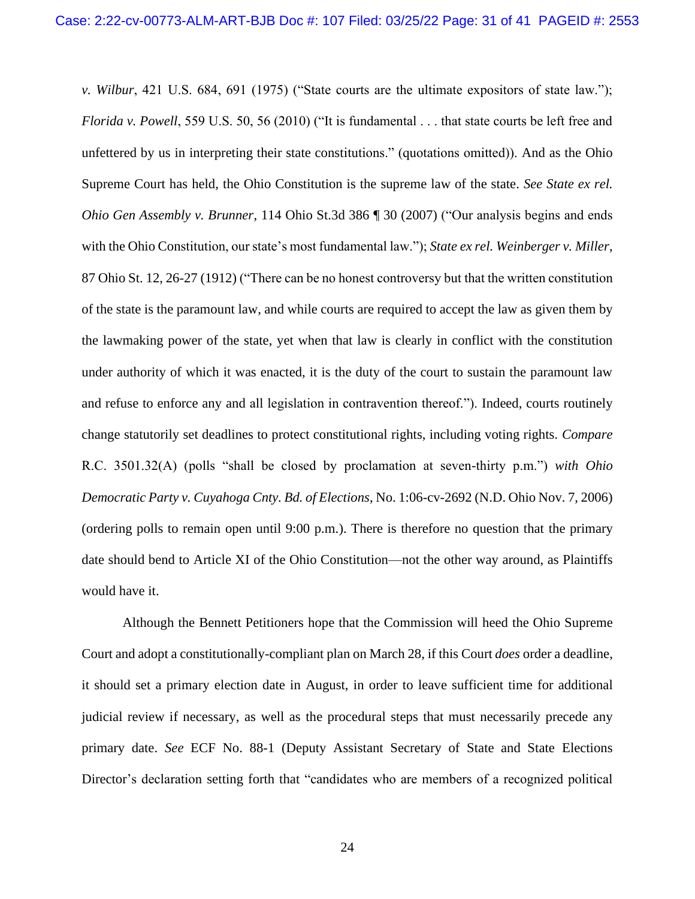*v. Wilbur*, 421 U.S. 684, 691 (1975) ("State courts are the ultimate expositors of state law."); *Florida v. Powell*, 559 U.S. 50, 56 (2010) ("It is fundamental . . . that state courts be left free and unfettered by us in interpreting their state constitutions." (quotations omitted)). And as the Ohio Supreme Court has held, the Ohio Constitution is the supreme law of the state. *See State ex rel. Ohio Gen Assembly v. Brunner*, 114 Ohio St.3d 386 ¶ 30 (2007) ("Our analysis begins and ends with the Ohio Constitution, our state's most fundamental law."); *State ex rel. Weinberger v. Miller*, 87 Ohio St. 12, 26-27 (1912) ("There can be no honest controversy but that the written constitution of the state is the paramount law, and while courts are required to accept the law as given them by the lawmaking power of the state, yet when that law is clearly in conflict with the constitution under authority of which it was enacted, it is the duty of the court to sustain the paramount law and refuse to enforce any and all legislation in contravention thereof."). Indeed, courts routinely change statutorily set deadlines to protect constitutional rights, including voting rights. *Compare* R.C. 3501.32(A) (polls "shall be closed by proclamation at seven-thirty p.m.") *with Ohio Democratic Party v. Cuyahoga Cnty. Bd. of Elections*, No. 1:06-cv-2692 (N.D. Ohio Nov. 7, 2006) (ordering polls to remain open until 9:00 p.m.). There is therefore no question that the primary date should bend to Article XI of the Ohio Constitution—not the other way around, as Plaintiffs would have it.

Although the Bennett Petitioners hope that the Commission will heed the Ohio Supreme Court and adopt a constitutionally-compliant plan on March 28, if this Court *does* order a deadline, it should set a primary election date in August, in order to leave sufficient time for additional judicial review if necessary, as well as the procedural steps that must necessarily precede any primary date. *See* ECF No. 88-1 (Deputy Assistant Secretary of State and State Elections Director's declaration setting forth that "candidates who are members of a recognized political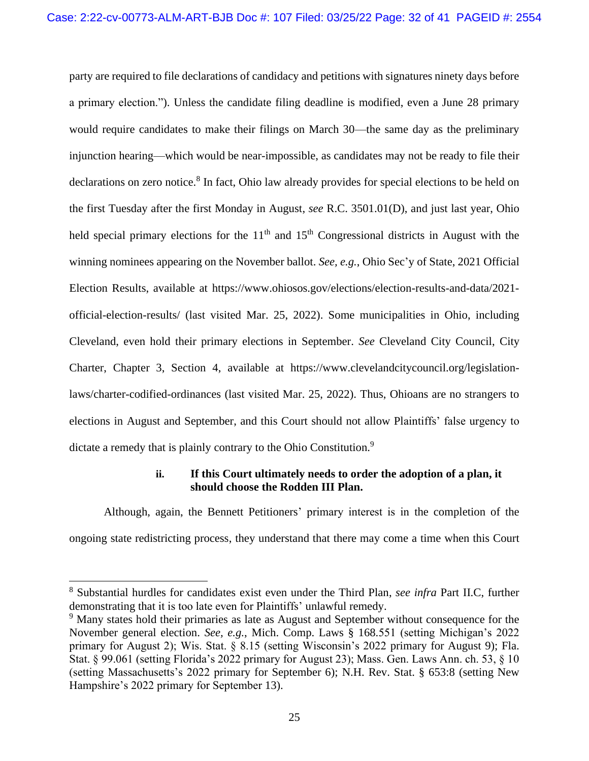party are required to file declarations of candidacy and petitions with signatures ninety days before a primary election."). Unless the candidate filing deadline is modified, even a June 28 primary would require candidates to make their filings on March 30—the same day as the preliminary injunction hearing—which would be near-impossible, as candidates may not be ready to file their declarations on zero notice.[8] In fact, Ohio law already provides for special elections to be held on the first Tuesday after the first Monday in August, *see* R.C. 3501.01(D), and just last year, Ohio held special primary elections for the 11th and 15th Congressional districts in August with the winning nominees appearing on the November ballot. *See, e.g.*, Ohio Sec'y of State, 2021 Official Election Results, available at https://www.ohiosos.gov/elections/election-results-and-data/2021-official-election-results/ (last visited Mar. 25, 2022). Some municipalities in Ohio, including Cleveland, even hold their primary elections in September. *See* Cleveland City Council, City Charter, Chapter 3, Section 4, available at https://www.clevelandcitycouncil.org/legislation-laws/charter-codified-ordinances (last visited Mar. 25, 2022). Thus, Ohioans are no strangers to elections in August and September, and this Court should not allow Plaintiffs' false urgency to dictate a remedy that is plainly contrary to the Ohio Constitution.[9]

**ii. If this Court ultimately needs to order the adoption of a plan, it should choose the Rodden III Plan.**

Although, again, the Bennett Petitioners' primary interest is in the completion of the ongoing state redistricting process, they understand that there may come a time when this Court

---

[8] Substantial hurdles for candidates exist even under the Third Plan, *see infra* Part II.C, further demonstrating that it is too late even for Plaintiffs' unlawful remedy.

[9] Many states hold their primaries as late as August and September without consequence for the November general election. *See, e.g.*, Mich. Comp. Laws § 168.551 (setting Michigan's 2022 primary for August 2); Wis. Stat. § 8.15 (setting Wisconsin's 2022 primary for August 9); Fla. Stat. § 99.061 (setting Florida's 2022 primary for August 23); Mass. Gen. Laws Ann. ch. 53, § 10 (setting Massachusetts's 2022 primary for September 6); N.H. Rev. Stat. § 653:8 (setting New Hampshire's 2022 primary for September 13).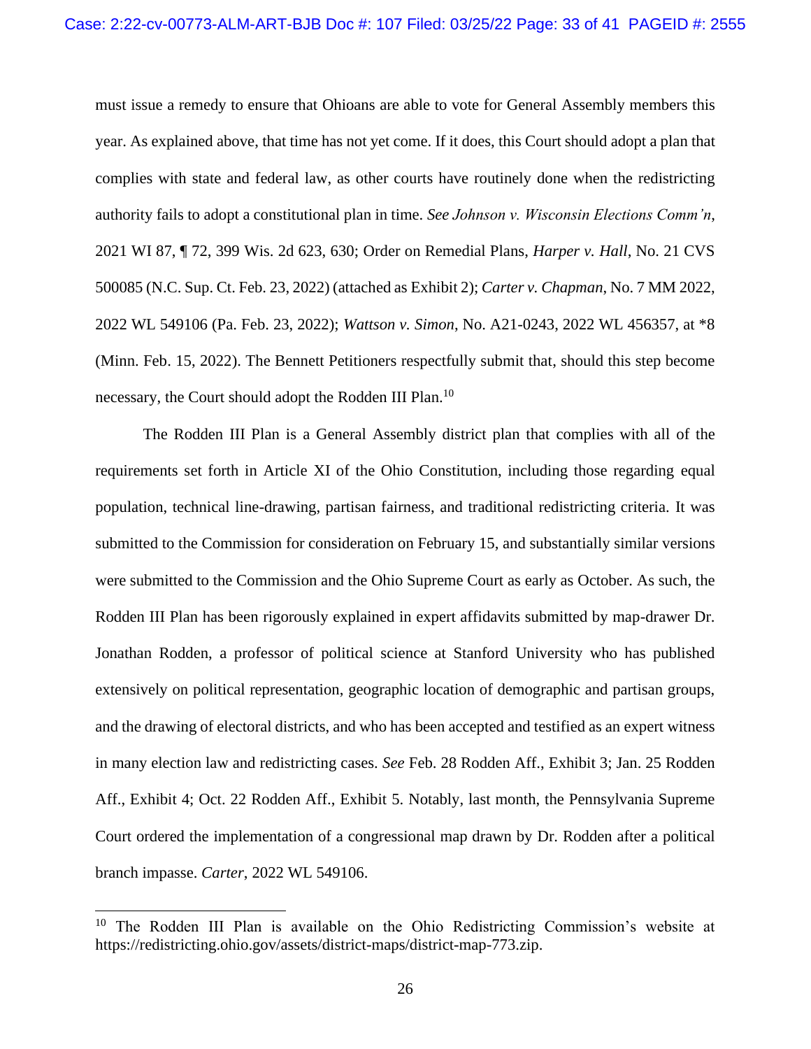must issue a remedy to ensure that Ohioans are able to vote for General Assembly members this year. As explained above, that time has not yet come. If it does, this Court should adopt a plan that complies with state and federal law, as other courts have routinely done when the redistricting authority fails to adopt a constitutional plan in time. *See Johnson v. Wisconsin Elections Comm'n*, 2021 WI 87, ¶ 72, 399 Wis. 2d 623, 630; Order on Remedial Plans, *Harper v. Hall*, No. 21 CVS 500085 (N.C. Sup. Ct. Feb. 23, 2022) (attached as Exhibit 2); *Carter v. Chapman*, No. 7 MM 2022, 2022 WL 549106 (Pa. Feb. 23, 2022); *Wattson v. Simon*, No. A21-0243, 2022 WL 456357, at *8 (Minn. Feb. 15, 2022). The Bennett Petitioners respectfully submit that, should this step become necessary, the Court should adopt the Rodden III Plan.[10]

The Rodden III Plan is a General Assembly district plan that complies with all of the requirements set forth in Article XI of the Ohio Constitution, including those regarding equal population, technical line-drawing, partisan fairness, and traditional redistricting criteria. It was submitted to the Commission for consideration on February 15, and substantially similar versions were submitted to the Commission and the Ohio Supreme Court as early as October. As such, the Rodden III Plan has been rigorously explained in expert affidavits submitted by map-drawer Dr. Jonathan Rodden, a professor of political science at Stanford University who has published extensively on political representation, geographic location of demographic and partisan groups, and the drawing of electoral districts, and who has been accepted and testified as an expert witness in many election law and redistricting cases. *See* Feb. 28 Rodden Aff., Exhibit 3; Jan. 25 Rodden Aff., Exhibit 4; Oct. 22 Rodden Aff., Exhibit 5. Notably, last month, the Pennsylvania Supreme Court ordered the implementation of a congressional map drawn by Dr. Rodden after a political branch impasse. *Carter*, 2022 WL 549106.

---

[10] The Rodden III Plan is available on the Ohio Redistricting Commission's website at https://redistricting.ohio.gov/assets/district-maps/district-map-773.zip.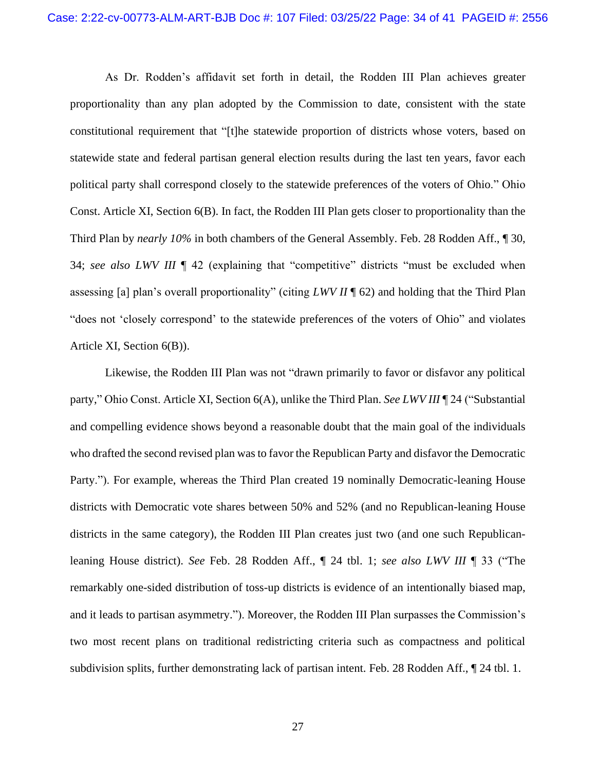As Dr. Rodden's affidavit set forth in detail, the Rodden III Plan achieves greater proportionality than any plan adopted by the Commission to date, consistent with the state constitutional requirement that "[t]he statewide proportion of districts whose voters, based on statewide state and federal partisan general election results during the last ten years, favor each political party shall correspond closely to the statewide preferences of the voters of Ohio." Ohio Const. Article XI, Section 6(B). In fact, the Rodden III Plan gets closer to proportionality than the Third Plan by *nearly 10%* in both chambers of the General Assembly. Feb. 28 Rodden Aff., ¶ 30, 34; *see also LWV III* ¶ 42 (explaining that "competitive" districts "must be excluded when assessing [a] plan's overall proportionality" (citing *LWV II* ¶ 62) and holding that the Third Plan "does not 'closely correspond' to the statewide preferences of the voters of Ohio" and violates Article XI, Section 6(B)).

Likewise, the Rodden III Plan was not "drawn primarily to favor or disfavor any political party," Ohio Const. Article XI, Section 6(A), unlike the Third Plan. *See LWV III* ¶ 24 ("Substantial and compelling evidence shows beyond a reasonable doubt that the main goal of the individuals who drafted the second revised plan was to favor the Republican Party and disfavor the Democratic Party."). For example, whereas the Third Plan created 19 nominally Democratic-leaning House districts with Democratic vote shares between 50% and 52% (and no Republican-leaning House districts in the same category), the Rodden III Plan creates just two (and one such Republican-leaning House district). *See* Feb. 28 Rodden Aff., ¶ 24 tbl. 1; *see also LWV III* ¶ 33 ("The remarkably one-sided distribution of toss-up districts is evidence of an intentionally biased map, and it leads to partisan asymmetry."). Moreover, the Rodden III Plan surpasses the Commission's two most recent plans on traditional redistricting criteria such as compactness and political subdivision splits, further demonstrating lack of partisan intent. Feb. 28 Rodden Aff., ¶ 24 tbl. 1.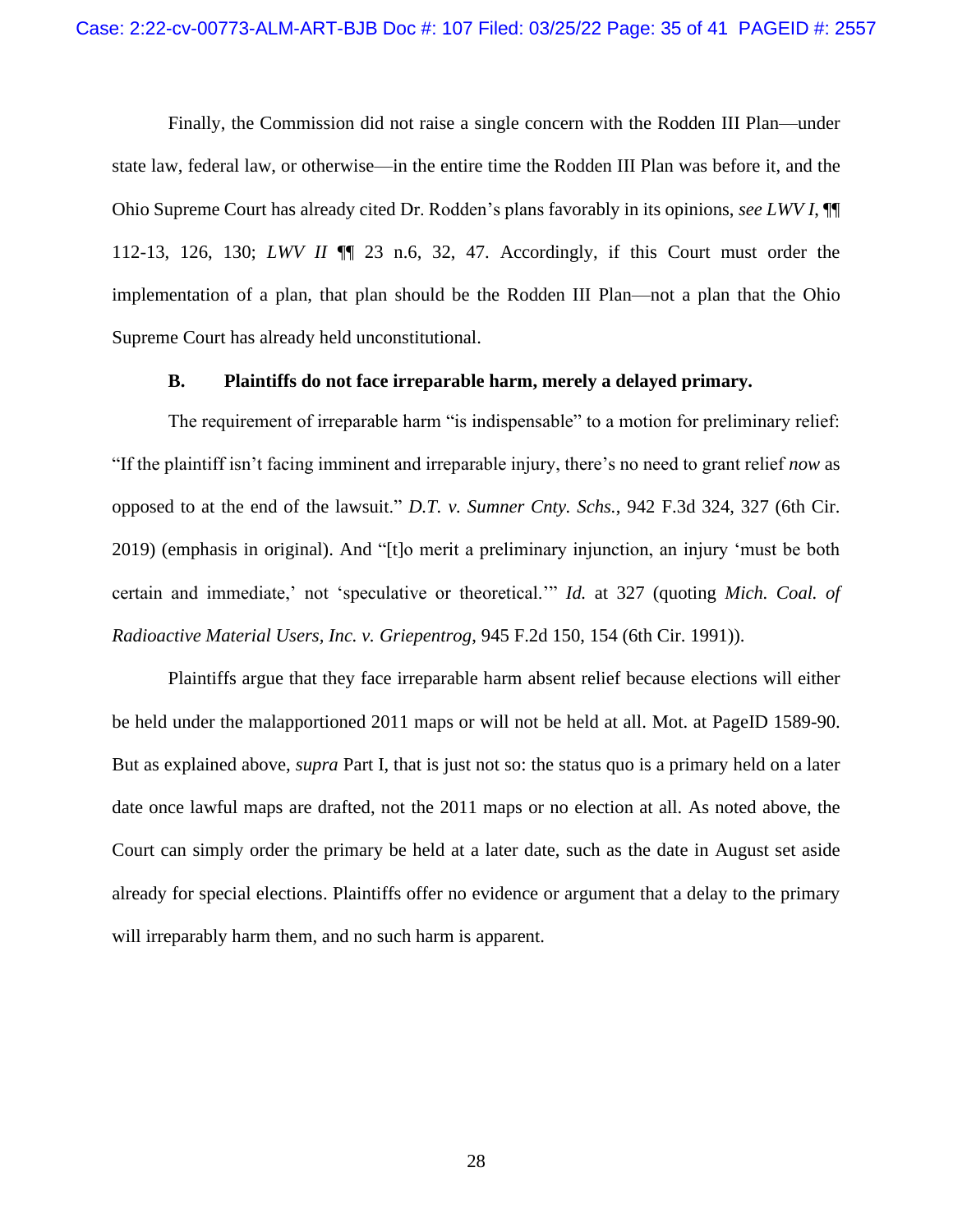Finally, the Commission did not raise a single concern with the Rodden III Plan—under state law, federal law, or otherwise—in the entire time the Rodden III Plan was before it, and the Ohio Supreme Court has already cited Dr. Rodden's plans favorably in its opinions, *see LWV I*, ¶¶ 112-13, 126, 130; *LWV II* ¶¶ 23 n.6, 32, 47. Accordingly, if this Court must order the implementation of a plan, that plan should be the Rodden III Plan—not a plan that the Ohio Supreme Court has already held unconstitutional.

### B. Plaintiffs do not face irreparable harm, merely a delayed primary.

The requirement of irreparable harm "is indispensable" to a motion for preliminary relief: "If the plaintiff isn't facing imminent and irreparable injury, there's no need to grant relief *now* as opposed to at the end of the lawsuit." *D.T. v. Sumner Cnty. Schs.*, 942 F.3d 324, 327 (6th Cir. 2019) (emphasis in original). And "[t]o merit a preliminary injunction, an injury 'must be both certain and immediate,' not 'speculative or theoretical.'" *Id.* at 327 (quoting *Mich. Coal. of Radioactive Material Users, Inc. v. Griepentrog*, 945 F.2d 150, 154 (6th Cir. 1991)).

Plaintiffs argue that they face irreparable harm absent relief because elections will either be held under the malapportioned 2011 maps or will not be held at all. Mot. at PageID 1589-90. But as explained above, *supra* Part I, that is just not so: the status quo is a primary held on a later date once lawful maps are drafted, not the 2011 maps or no election at all. As noted above, the Court can simply order the primary be held at a later date, such as the date in August set aside already for special elections. Plaintiffs offer no evidence or argument that a delay to the primary will irreparably harm them, and no such harm is apparent.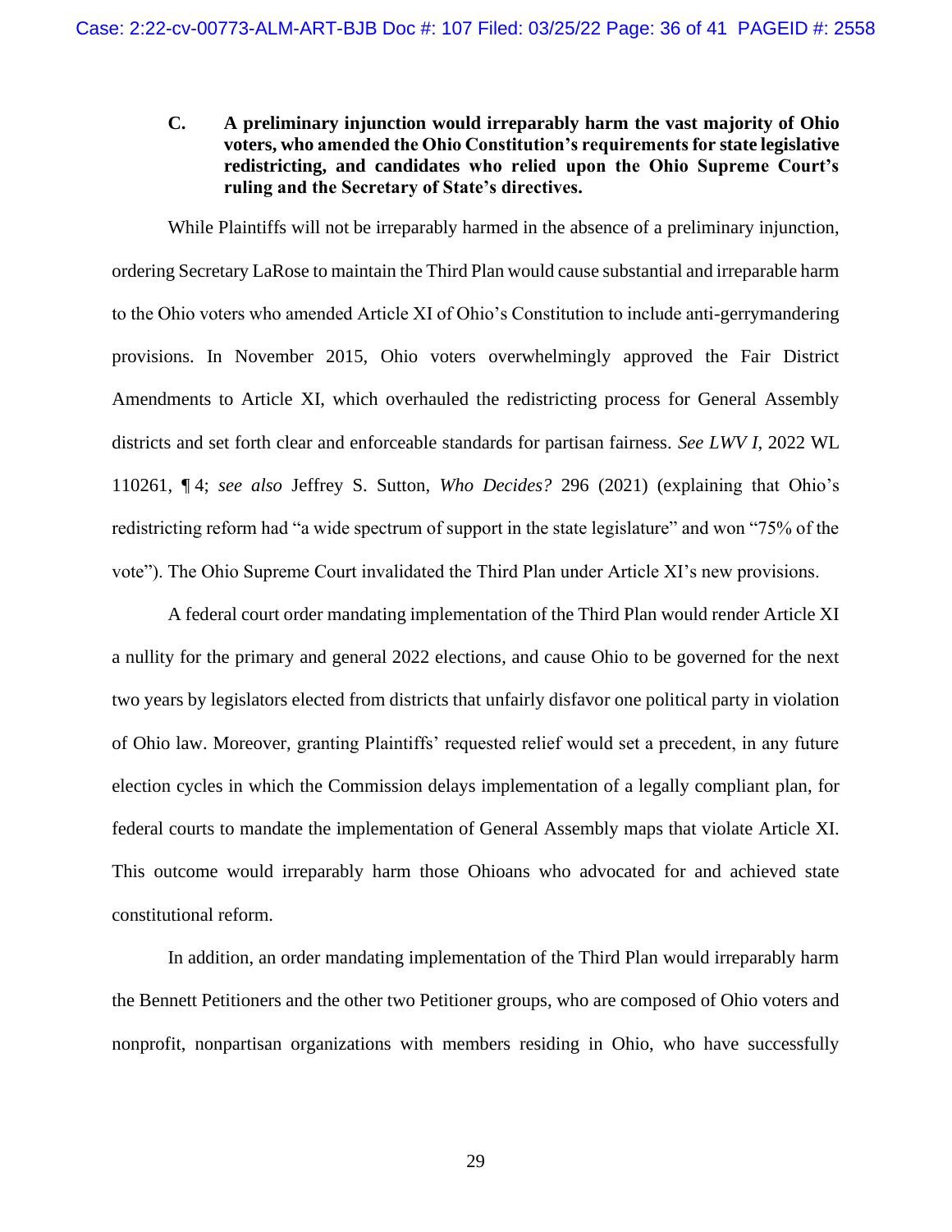### C. A preliminary injunction would irreparably harm the vast majority of Ohio voters, who amended the Ohio Constitution's requirements for state legislative redistricting, and candidates who relied upon the Ohio Supreme Court's ruling and the Secretary of State's directives.

While Plaintiffs will not be irreparably harmed in the absence of a preliminary injunction, ordering Secretary LaRose to maintain the Third Plan would cause substantial and irreparable harm to the Ohio voters who amended Article XI of Ohio's Constitution to include anti-gerrymandering provisions. In November 2015, Ohio voters overwhelmingly approved the Fair District Amendments to Article XI, which overhauled the redistricting process for General Assembly districts and set forth clear and enforceable standards for partisan fairness. *See LWV I*, 2022 WL 110261, ¶ 4; *see also* Jeffrey S. Sutton, *Who Decides?* 296 (2021) (explaining that Ohio's redistricting reform had "a wide spectrum of support in the state legislature" and won "75% of the vote"). The Ohio Supreme Court invalidated the Third Plan under Article XI's new provisions.

A federal court order mandating implementation of the Third Plan would render Article XI a nullity for the primary and general 2022 elections, and cause Ohio to be governed for the next two years by legislators elected from districts that unfairly disfavor one political party in violation of Ohio law. Moreover, granting Plaintiffs' requested relief would set a precedent, in any future election cycles in which the Commission delays implementation of a legally compliant plan, for federal courts to mandate the implementation of General Assembly maps that violate Article XI. This outcome would irreparably harm those Ohioans who advocated for and achieved state constitutional reform.

In addition, an order mandating implementation of the Third Plan would irreparably harm the Bennett Petitioners and the other two Petitioner groups, who are composed of Ohio voters and nonprofit, nonpartisan organizations with members residing in Ohio, who have successfully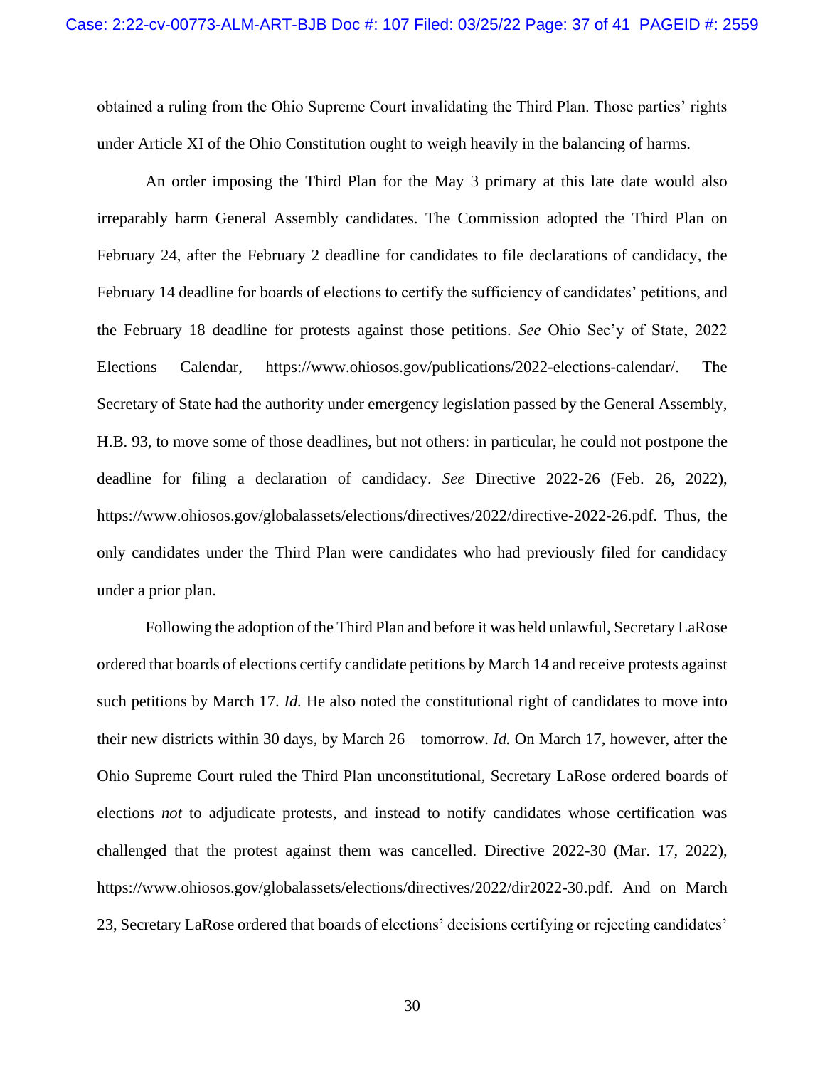obtained a ruling from the Ohio Supreme Court invalidating the Third Plan. Those parties' rights under Article XI of the Ohio Constitution ought to weigh heavily in the balancing of harms.

An order imposing the Third Plan for the May 3 primary at this late date would also irreparably harm General Assembly candidates. The Commission adopted the Third Plan on February 24, after the February 2 deadline for candidates to file declarations of candidacy, the February 14 deadline for boards of elections to certify the sufficiency of candidates' petitions, and the February 18 deadline for protests against those petitions. *See* Ohio Sec'y of State, 2022 Elections Calendar, https://www.ohiosos.gov/publications/2022-elections-calendar/. The Secretary of State had the authority under emergency legislation passed by the General Assembly, H.B. 93, to move some of those deadlines, but not others: in particular, he could not postpone the deadline for filing a declaration of candidacy. *See* Directive 2022-26 (Feb. 26, 2022), https://www.ohiosos.gov/globalassets/elections/directives/2022/directive-2022-26.pdf. Thus, the only candidates under the Third Plan were candidates who had previously filed for candidacy under a prior plan.

Following the adoption of the Third Plan and before it was held unlawful, Secretary LaRose ordered that boards of elections certify candidate petitions by March 14 and receive protests against such petitions by March 17. *Id.* He also noted the constitutional right of candidates to move into their new districts within 30 days, by March 26—tomorrow. *Id.* On March 17, however, after the Ohio Supreme Court ruled the Third Plan unconstitutional, Secretary LaRose ordered boards of elections *not* to adjudicate protests, and instead to notify candidates whose certification was challenged that the protest against them was cancelled. Directive 2022-30 (Mar. 17, 2022), https://www.ohiosos.gov/globalassets/elections/directives/2022/dir2022-30.pdf. And on March 23, Secretary LaRose ordered that boards of elections' decisions certifying or rejecting candidates'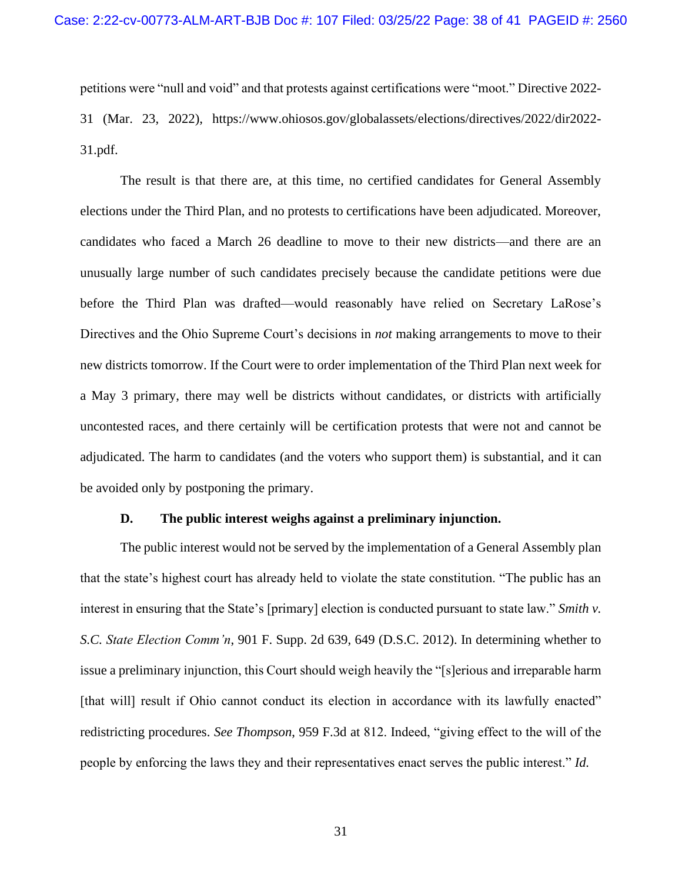petitions were "null and void" and that protests against certifications were "moot." Directive 2022-31 (Mar. 23, 2022), https://www.ohiosos.gov/globalassets/elections/directives/2022/dir2022-31.pdf.

The result is that there are, at this time, no certified candidates for General Assembly elections under the Third Plan, and no protests to certifications have been adjudicated. Moreover, candidates who faced a March 26 deadline to move to their new districts—and there are an unusually large number of such candidates precisely because the candidate petitions were due before the Third Plan was drafted—would reasonably have relied on Secretary LaRose's Directives and the Ohio Supreme Court's decisions in *not* making arrangements to move to their new districts tomorrow. If the Court were to order implementation of the Third Plan next week for a May 3 primary, there may well be districts without candidates, or districts with artificially uncontested races, and there certainly will be certification protests that were not and cannot be adjudicated. The harm to candidates (and the voters who support them) is substantial, and it can be avoided only by postponing the primary.

**D. The public interest weighs against a preliminary injunction.**

The public interest would not be served by the implementation of a General Assembly plan that the state's highest court has already held to violate the state constitution. "The public has an interest in ensuring that the State's [primary] election is conducted pursuant to state law." *Smith v. S.C. State Election Comm'n*, 901 F. Supp. 2d 639, 649 (D.S.C. 2012). In determining whether to issue a preliminary injunction, this Court should weigh heavily the "[s]erious and irreparable harm [that will] result if Ohio cannot conduct its election in accordance with its lawfully enacted" redistricting procedures. *See Thompson*, 959 F.3d at 812. Indeed, "giving effect to the will of the people by enforcing the laws they and their representatives enact serves the public interest." *Id.*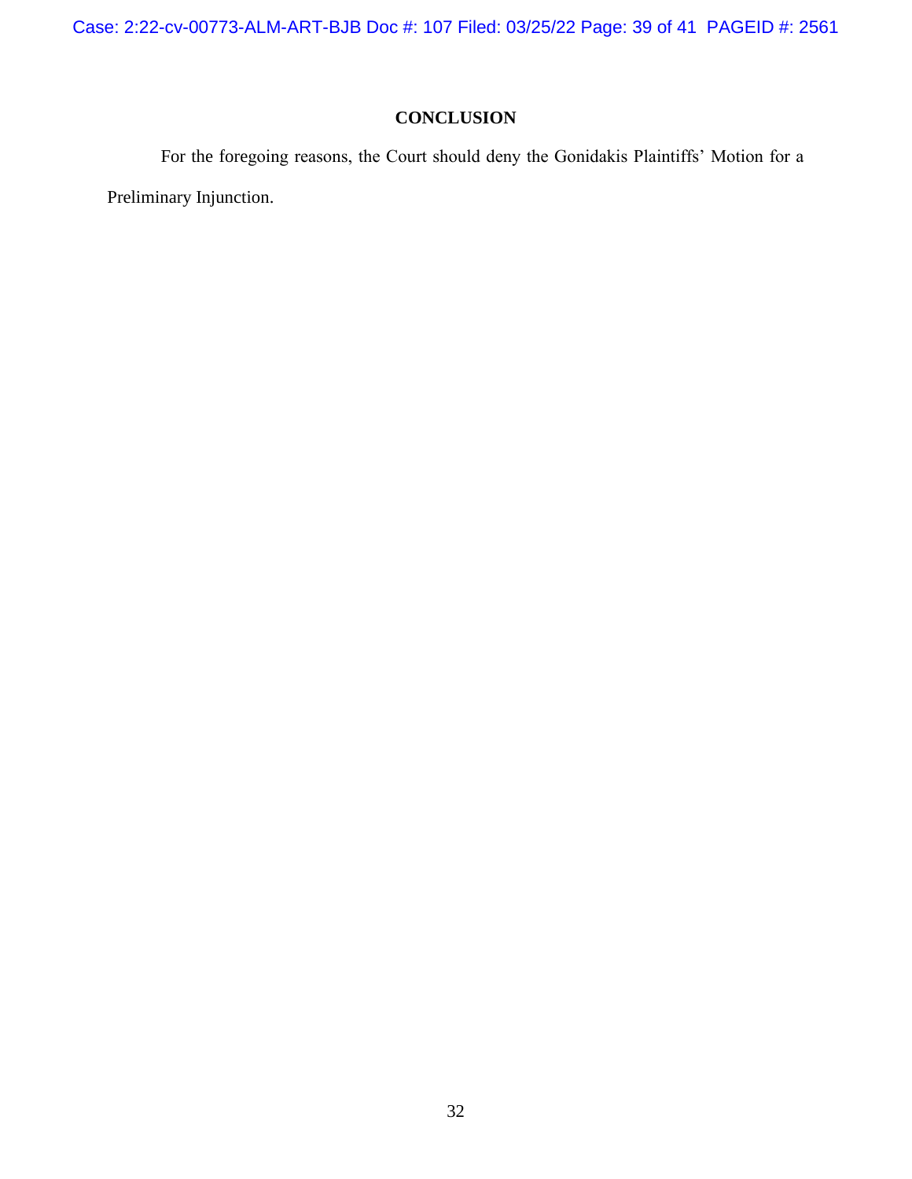## CONCLUSION

For the foregoing reasons, the Court should deny the Gonidakis Plaintiffs' Motion for a Preliminary Injunction.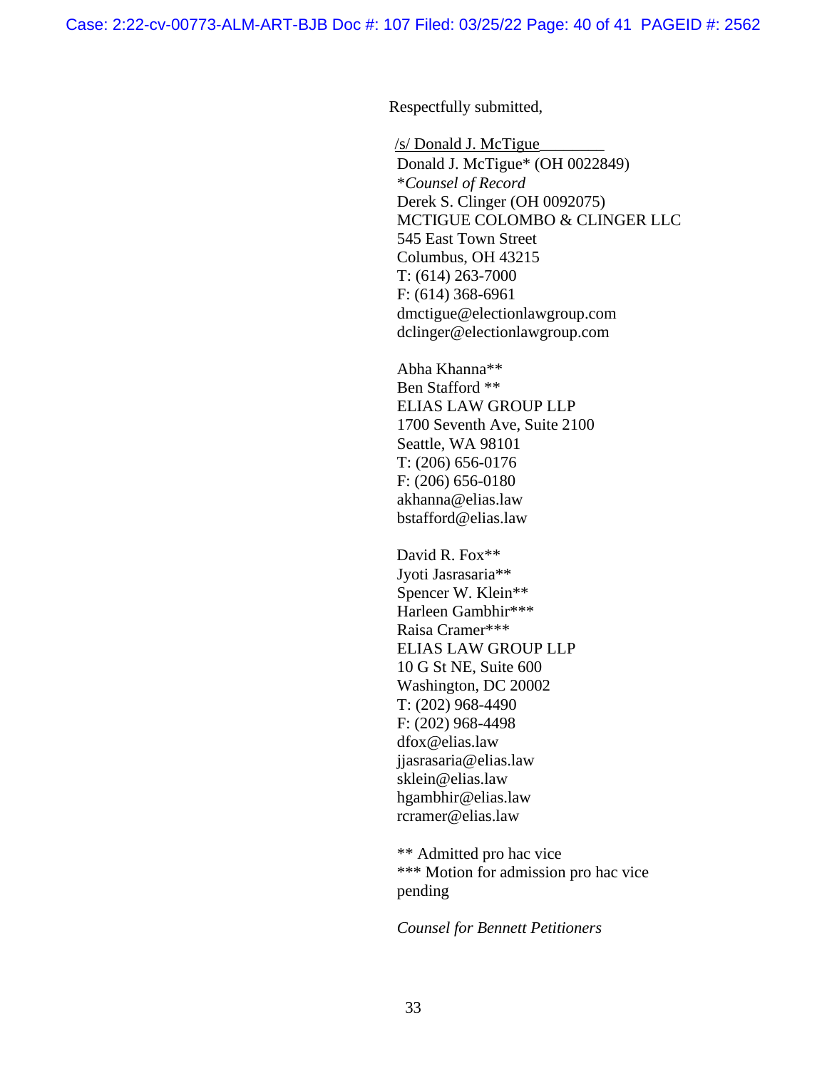Respectfully submitted,

/s/ Donald J. McTigue
Donald J. McTigue* (OH 0022849)
**Counsel of Record*
Derek S. Clinger (OH 0092075)
MCTIGUE COLOMBO & CLINGER LLC
545 East Town Street
Columbus, OH 43215
T: (614) 263-7000
F: (614) 368-6961
dmctigue@electionlawgroup.com
dclinger@electionlawgroup.com

Abha Khanna**
Ben Stafford **
ELIAS LAW GROUP LLP
1700 Seventh Ave, Suite 2100
Seattle, WA 98101
T: (206) 656-0176
F: (206) 656-0180
akhanna@elias.law
bstafford@elias.law

David R. Fox**
Jyoti Jasrasaria**
Spencer W. Klein**
Harleen Gambhir***
Raisa Cramer***
ELIAS LAW GROUP LLP
10 G St NE, Suite 600
Washington, DC 20002
T: (202) 968-4490
F: (202) 968-4498
dfox@elias.law
jjasrasaria@elias.law
sklein@elias.law
hgambhir@elias.law
rcramer@elias.law

** Admitted pro hac vice
*** Motion for admission pro hac vice pending

*Counsel for Bennett Petitioners*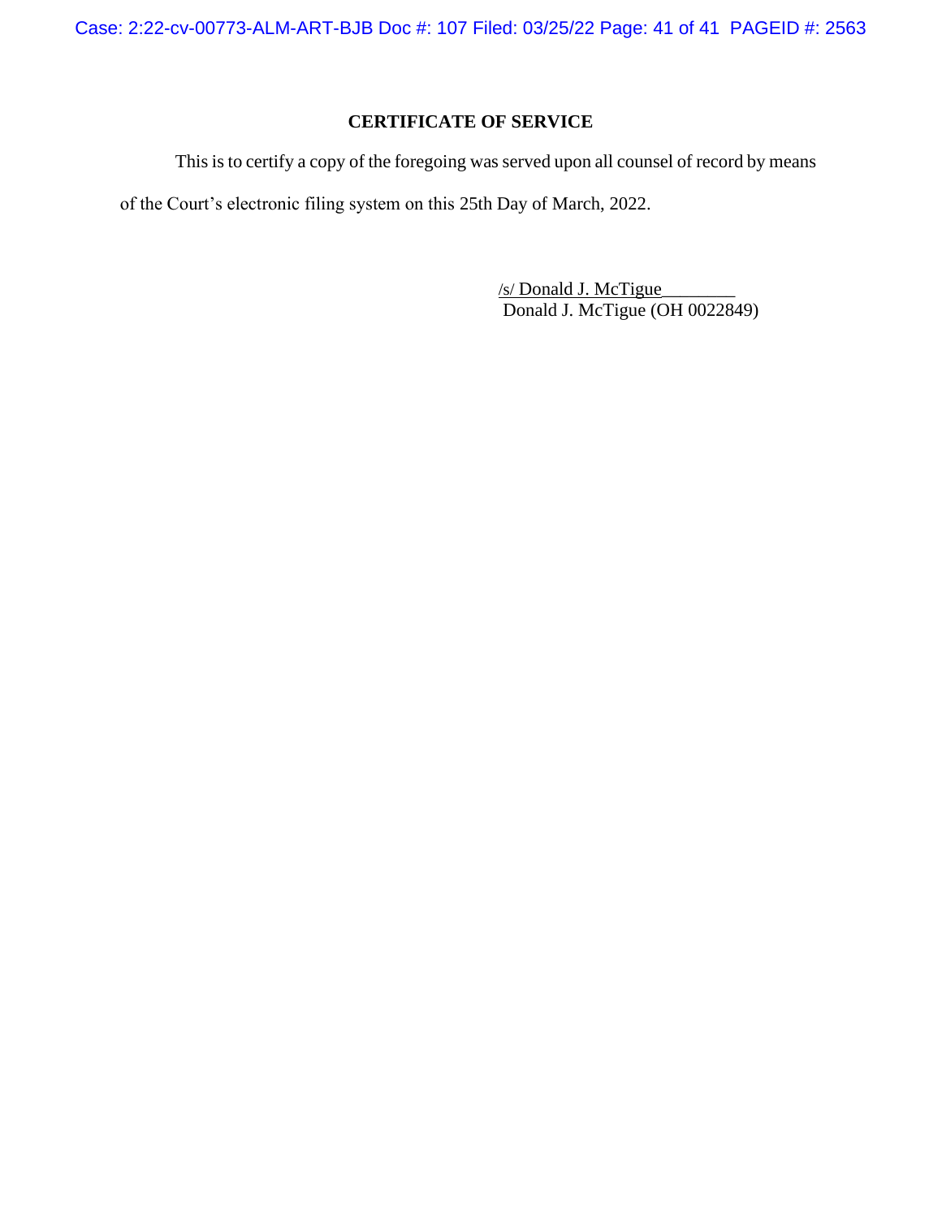## CERTIFICATE OF SERVICE

This is to certify a copy of the foregoing was served upon all counsel of record by means of the Court's electronic filing system on this 25th Day of March, 2022.

/s/ Donald J. McTigue
Donald J. McTigue (OH 0022849)